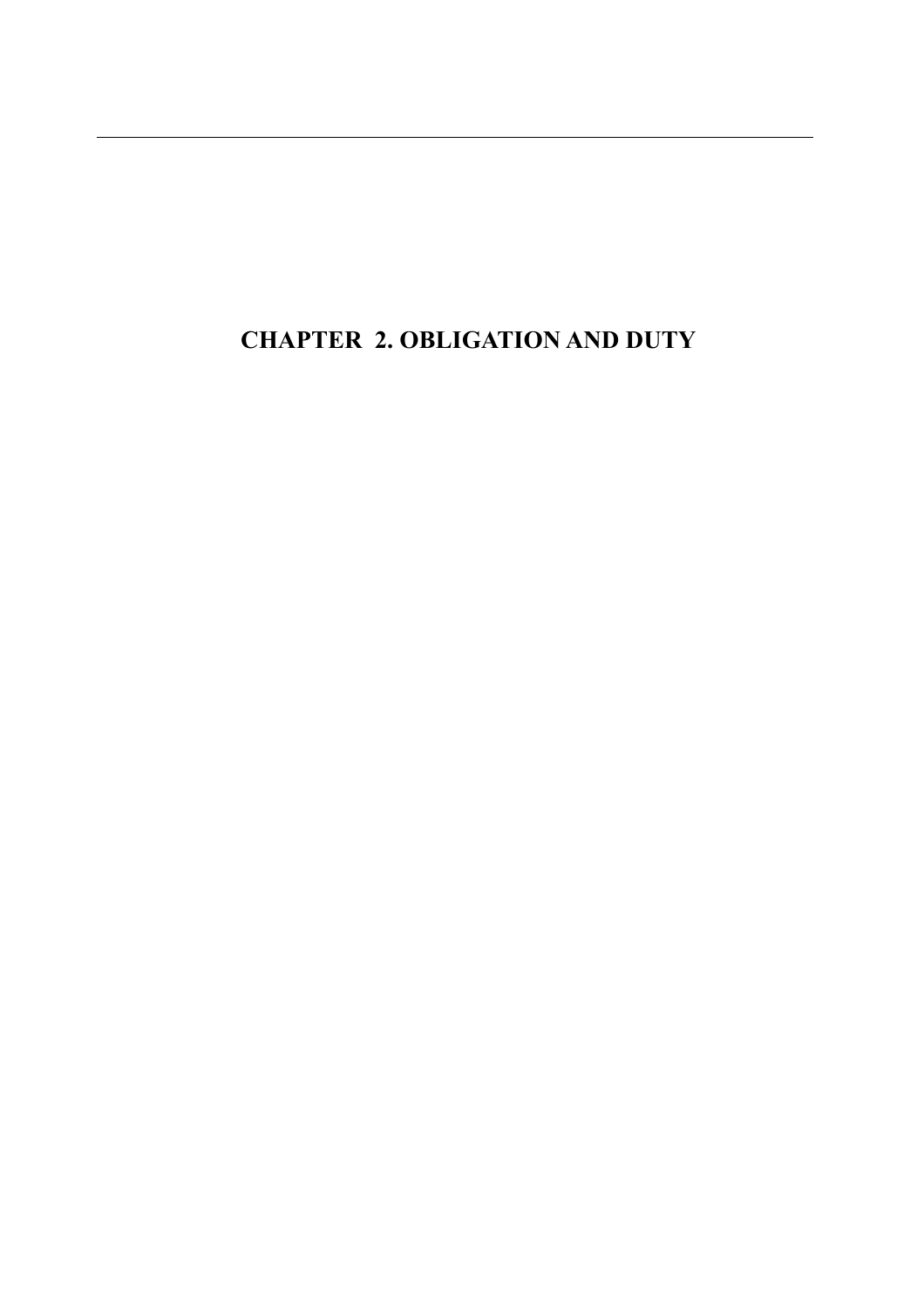# CHAPTER 2. OBLIGATION AND DUTY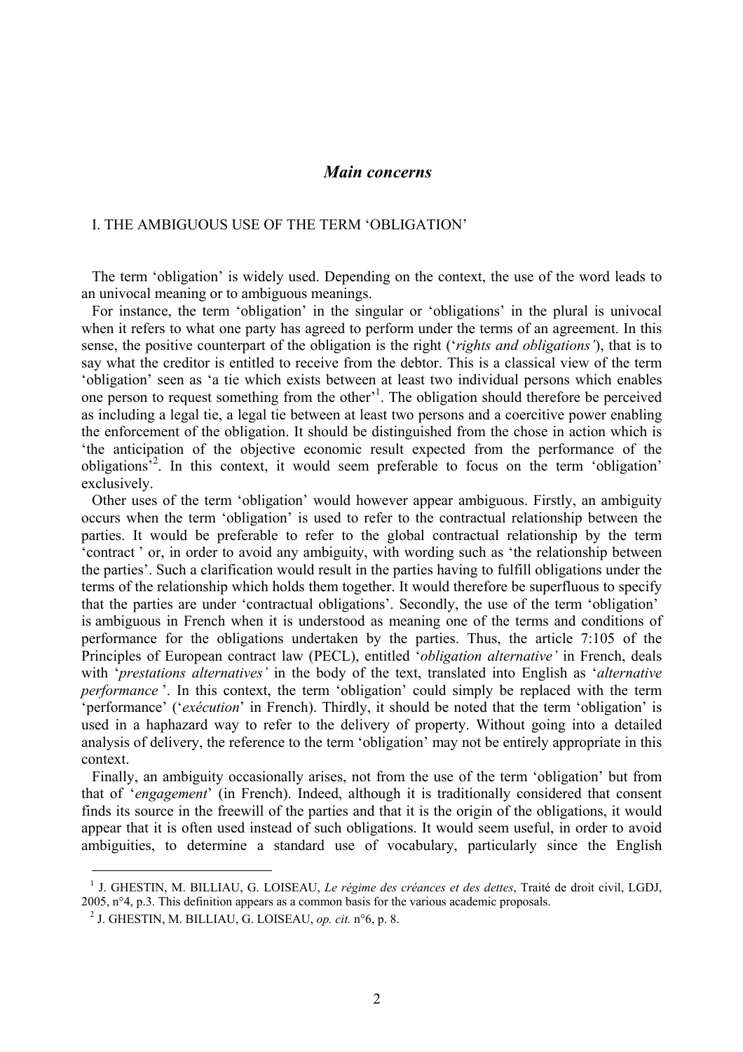## *Main concerns*

### I. THE AMBIGUOUS USE OF THE TERM 'OBLIGATION'

The term 'obligation' is widely used. Depending on the context, the use of the word leads to an univocal meaning or to ambiguous meanings.

For instance, the term 'obligation' in the singular or 'obligations' in the plural is univocal when it refers to what one party has agreed to perform under the terms of an agreement. In this sense, the positive counterpart of the obligation is the right ('*rights and obligations'*), that is to say what the creditor is entitled to receive from the debtor. This is a classical view of the term 'obligation' seen as 'a tie which exists between at least two individual persons which enables one person to request something from the other'[1]. The obligation should therefore be perceived as including a legal tie, a legal tie between at least two persons and a coercitive power enabling the enforcement of the obligation. It should be distinguished from the chose in action which is 'the anticipation of the objective economic result expected from the performance of the obligations'[2]. In this context, it would seem preferable to focus on the term 'obligation' exclusively.

Other uses of the term 'obligation' would however appear ambiguous. Firstly, an ambiguity occurs when the term 'obligation' is used to refer to the contractual relationship between the parties. It would be preferable to refer to the global contractual relationship by the term 'contract ' or, in order to avoid any ambiguity, with wording such as 'the relationship between the parties'. Such a clarification would result in the parties having to fulfill obligations under the terms of the relationship which holds them together. It would therefore be superfluous to specify that the parties are under 'contractual obligations'. Secondly, the use of the term 'obligation' is ambiguous in French when it is understood as meaning one of the terms and conditions of performance for the obligations undertaken by the parties. Thus, the article 7:105 of the Principles of European contract law (PECL), entitled '*obligation alternative'* in French, deals with '*prestations alternatives'* in the body of the text, translated into English as '*alternative performance* '. In this context, the term 'obligation' could simply be replaced with the term 'performance' ('*exécution*' in French). Thirdly, it should be noted that the term 'obligation' is used in a haphazard way to refer to the delivery of property. Without going into a detailed analysis of delivery, the reference to the term 'obligation' may not be entirely appropriate in this context.

Finally, an ambiguity occasionally arises, not from the use of the term 'obligation' but from that of '*engagement*' (in French). Indeed, although it is traditionally considered that consent finds its source in the freewill of the parties and that it is the origin of the obligations, it would appear that it is often used instead of such obligations. It would seem useful, in order to avoid ambiguities, to determine a standard use of vocabulary, particularly since the English

---

[1] J. GHESTIN, M. BILLIAU, G. LOISEAU, *Le régime des créances et des dettes*, Traité de droit civil, LGDJ, 2005, n°4, p.3. This definition appears as a common basis for the various academic proposals.

[2] J. GHESTIN, M. BILLIAU, G. LOISEAU, *op. cit.* n°6, p. 8.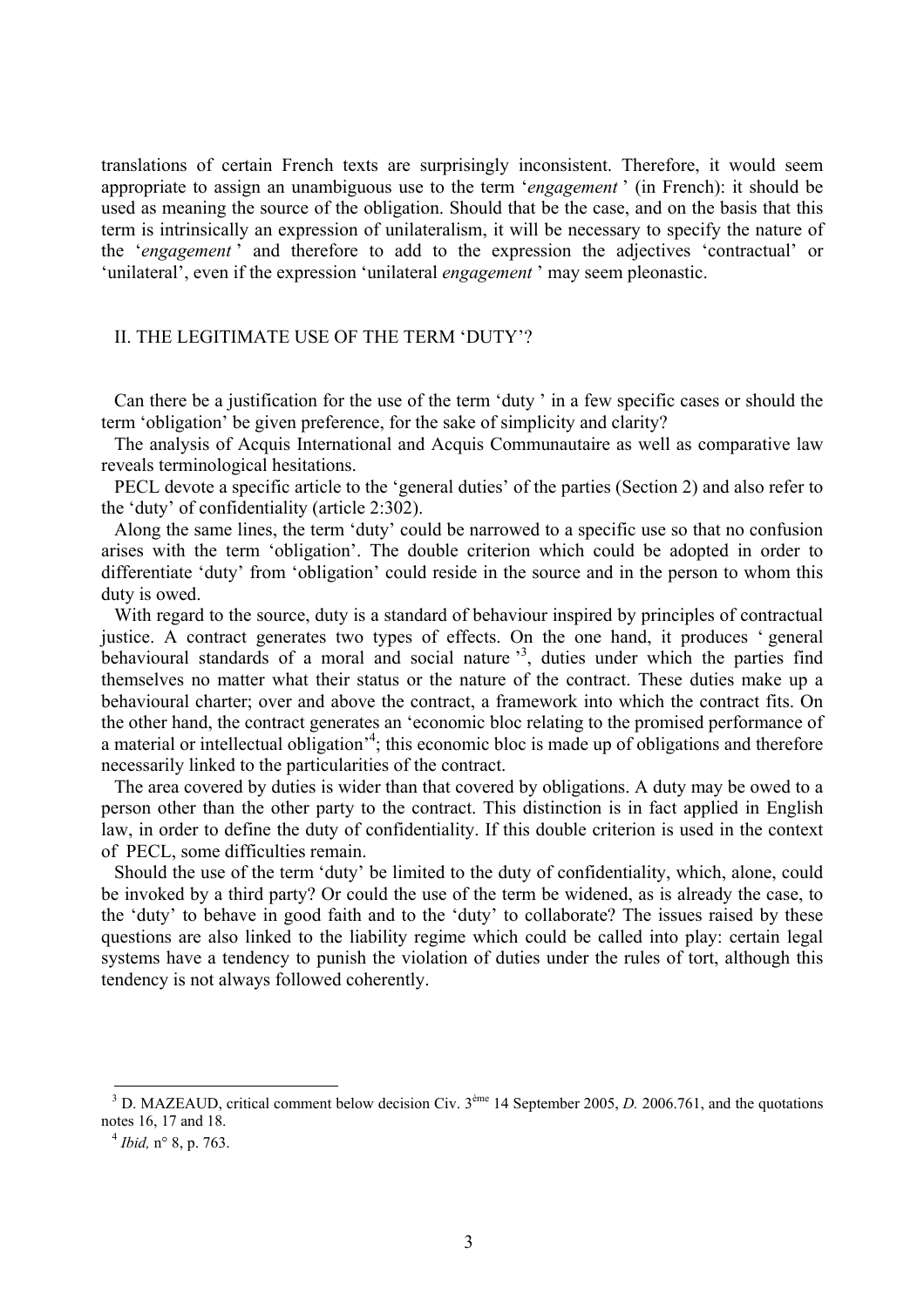translations of certain French texts are surprisingly inconsistent. Therefore, it would seem appropriate to assign an unambiguous use to the term '*engagement*' (in French): it should be used as meaning the source of the obligation. Should that be the case, and on the basis that this term is intrinsically an expression of unilateralism, it will be necessary to specify the nature of the '*engagement*' and therefore to add to the expression the adjectives 'contractual' or 'unilateral', even if the expression 'unilateral *engagement*' may seem pleonastic.

## II. THE LEGITIMATE USE OF THE TERM 'DUTY'?

Can there be a justification for the use of the term 'duty' in a few specific cases or should the term 'obligation' be given preference, for the sake of simplicity and clarity?

The analysis of Acquis International and Acquis Communautaire as well as comparative law reveals terminological hesitations.

PECL devote a specific article to the 'general duties' of the parties (Section 2) and also refer to the 'duty' of confidentiality (article 2:302).

Along the same lines, the term 'duty' could be narrowed to a specific use so that no confusion arises with the term 'obligation'. The double criterion which could be adopted in order to differentiate 'duty' from 'obligation' could reside in the source and in the person to whom this duty is owed.

With regard to the source, duty is a standard of behaviour inspired by principles of contractual justice. A contract generates two types of effects. On the one hand, it produces ' general behavioural standards of a moral and social nature '[3], duties under which the parties find themselves no matter what their status or the nature of the contract. These duties make up a behavioural charter; over and above the contract, a framework into which the contract fits. On the other hand, the contract generates an 'economic bloc relating to the promised performance of a material or intellectual obligation'[4]; this economic bloc is made up of obligations and therefore necessarily linked to the particularities of the contract.

The area covered by duties is wider than that covered by obligations. A duty may be owed to a person other than the other party to the contract. This distinction is in fact applied in English law, in order to define the duty of confidentiality. If this double criterion is used in the context of PECL, some difficulties remain.

Should the use of the term 'duty' be limited to the duty of confidentiality, which, alone, could be invoked by a third party? Or could the use of the term be widened, as is already the case, to the 'duty' to behave in good faith and to the 'duty' to collaborate? The issues raised by these questions are also linked to the liability regime which could be called into play: certain legal systems have a tendency to punish the violation of duties under the rules of tort, although this tendency is not always followed coherently.

---

[3] D. MAZEAUD, critical comment below decision Civ. 3ème 14 September 2005, *D.* 2006.761, and the quotations notes 16, 17 and 18.

[4] *Ibid,* n° 8, p. 763.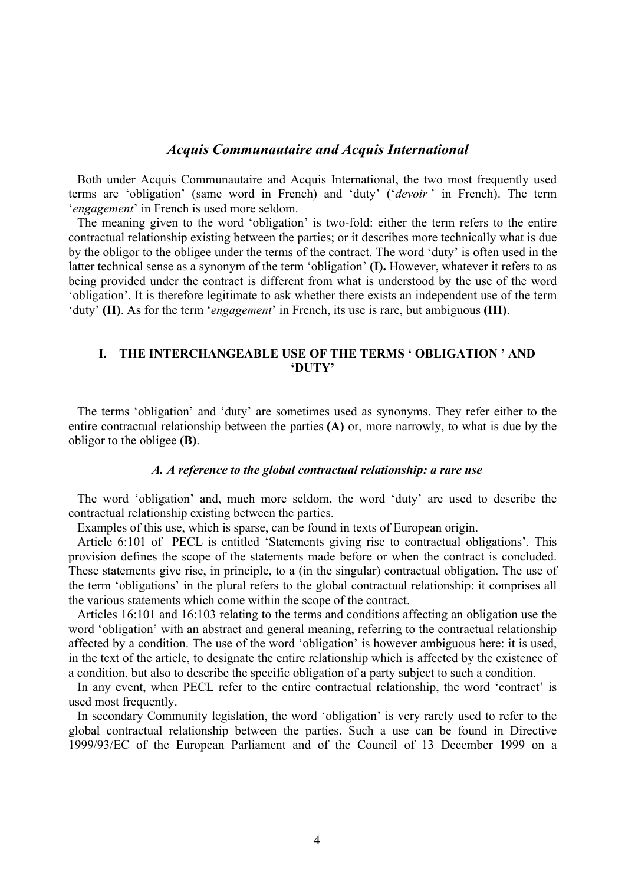## *Acquis Communautaire and Acquis International*

Both under Acquis Communautaire and Acquis International, the two most frequently used terms are 'obligation' (same word in French) and 'duty' ('*devoir* ' in French). The term '*engagement*' in French is used more seldom.

The meaning given to the word 'obligation' is two-fold: either the term refers to the entire contractual relationship existing between the parties; or it describes more technically what is due by the obligor to the obligee under the terms of the contract. The word 'duty' is often used in the latter technical sense as a synonym of the term 'obligation' **(I).** However, whatever it refers to as being provided under the contract is different from what is understood by the use of the word 'obligation'. It is therefore legitimate to ask whether there exists an independent use of the term 'duty' **(II)**. As for the term '*engagement*' in French, its use is rare, but ambiguous **(III)**.

### I. THE INTERCHANGEABLE USE OF THE TERMS ' OBLIGATION ' AND 'DUTY'

The terms 'obligation' and 'duty' are sometimes used as synonyms. They refer either to the entire contractual relationship between the parties **(A)** or, more narrowly, to what is due by the obligor to the obligee **(B)**.

#### *A. A reference to the global contractual relationship: a rare use*

The word 'obligation' and, much more seldom, the word 'duty' are used to describe the contractual relationship existing between the parties.

Examples of this use, which is sparse, can be found in texts of European origin.

Article 6:101 of PECL is entitled 'Statements giving rise to contractual obligations'. This provision defines the scope of the statements made before or when the contract is concluded. These statements give rise, in principle, to a (in the singular) contractual obligation. The use of the term 'obligations' in the plural refers to the global contractual relationship: it comprises all the various statements which come within the scope of the contract.

Articles 16:101 and 16:103 relating to the terms and conditions affecting an obligation use the word 'obligation' with an abstract and general meaning, referring to the contractual relationship affected by a condition. The use of the word 'obligation' is however ambiguous here: it is used, in the text of the article, to designate the entire relationship which is affected by the existence of a condition, but also to describe the specific obligation of a party subject to such a condition.

In any event, when PECL refer to the entire contractual relationship, the word 'contract' is used most frequently.

In secondary Community legislation, the word 'obligation' is very rarely used to refer to the global contractual relationship between the parties. Such a use can be found in Directive 1999/93/EC of the European Parliament and of the Council of 13 December 1999 on a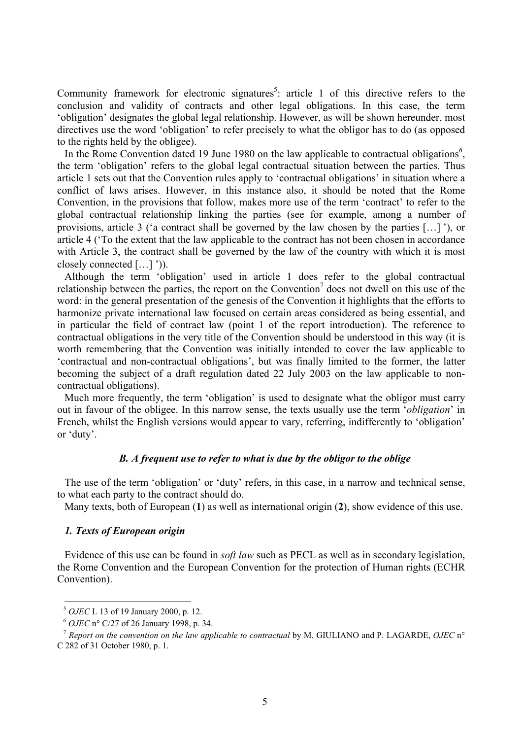Community framework for electronic signatures[5]: article 1 of this directive refers to the conclusion and validity of contracts and other legal obligations. In this case, the term 'obligation' designates the global legal relationship. However, as will be shown hereunder, most directives use the word 'obligation' to refer precisely to what the obligor has to do (as opposed to the rights held by the obligee).

In the Rome Convention dated 19 June 1980 on the law applicable to contractual obligations[6], the term 'obligation' refers to the global legal contractual situation between the parties. Thus article 1 sets out that the Convention rules apply to 'contractual obligations' in situation where a conflict of laws arises. However, in this instance also, it should be noted that the Rome Convention, in the provisions that follow, makes more use of the term 'contract' to refer to the global contractual relationship linking the parties (see for example, among a number of provisions, article 3 ('a contract shall be governed by the law chosen by the parties […] '), or article 4 ('To the extent that the law applicable to the contract has not been chosen in accordance with Article 3, the contract shall be governed by the law of the country with which it is most closely connected […] ')).

Although the term 'obligation' used in article 1 does refer to the global contractual relationship between the parties, the report on the Convention[7] does not dwell on this use of the word: in the general presentation of the genesis of the Convention it highlights that the efforts to harmonize private international law focused on certain areas considered as being essential, and in particular the field of contract law (point 1 of the report introduction). The reference to contractual obligations in the very title of the Convention should be understood in this way (it is worth remembering that the Convention was initially intended to cover the law applicable to 'contractual and non-contractual obligations', but was finally limited to the former, the latter becoming the subject of a draft regulation dated 22 July 2003 on the law applicable to non-contractual obligations).

Much more frequently, the term 'obligation' is used to designate what the obligor must carry out in favour of the obligee. In this narrow sense, the texts usually use the term '*obligation*' in French, whilst the English versions would appear to vary, referring, indifferently to 'obligation' or 'duty'.

### *B. A frequent use to refer to what is due by the obligor to the oblige*

The use of the term 'obligation' or 'duty' refers, in this case, in a narrow and technical sense, to what each party to the contract should do.

Many texts, both of European (**1**) as well as international origin (**2**), show evidence of this use.

#### *1. Texts of European origin*

Evidence of this use can be found in *soft law* such as PECL as well as in secondary legislation, the Rome Convention and the European Convention for the protection of Human rights (ECHR Convention).

---

[5] *OJEC* L 13 of 19 January 2000, p. 12.

[6] *OJEC* n° C/27 of 26 January 1998, p. 34.

[7] *Report on the convention on the law applicable to contractual* by M. GIULIANO and P. LAGARDE, *OJEC* n° C 282 of 31 October 1980, p. 1.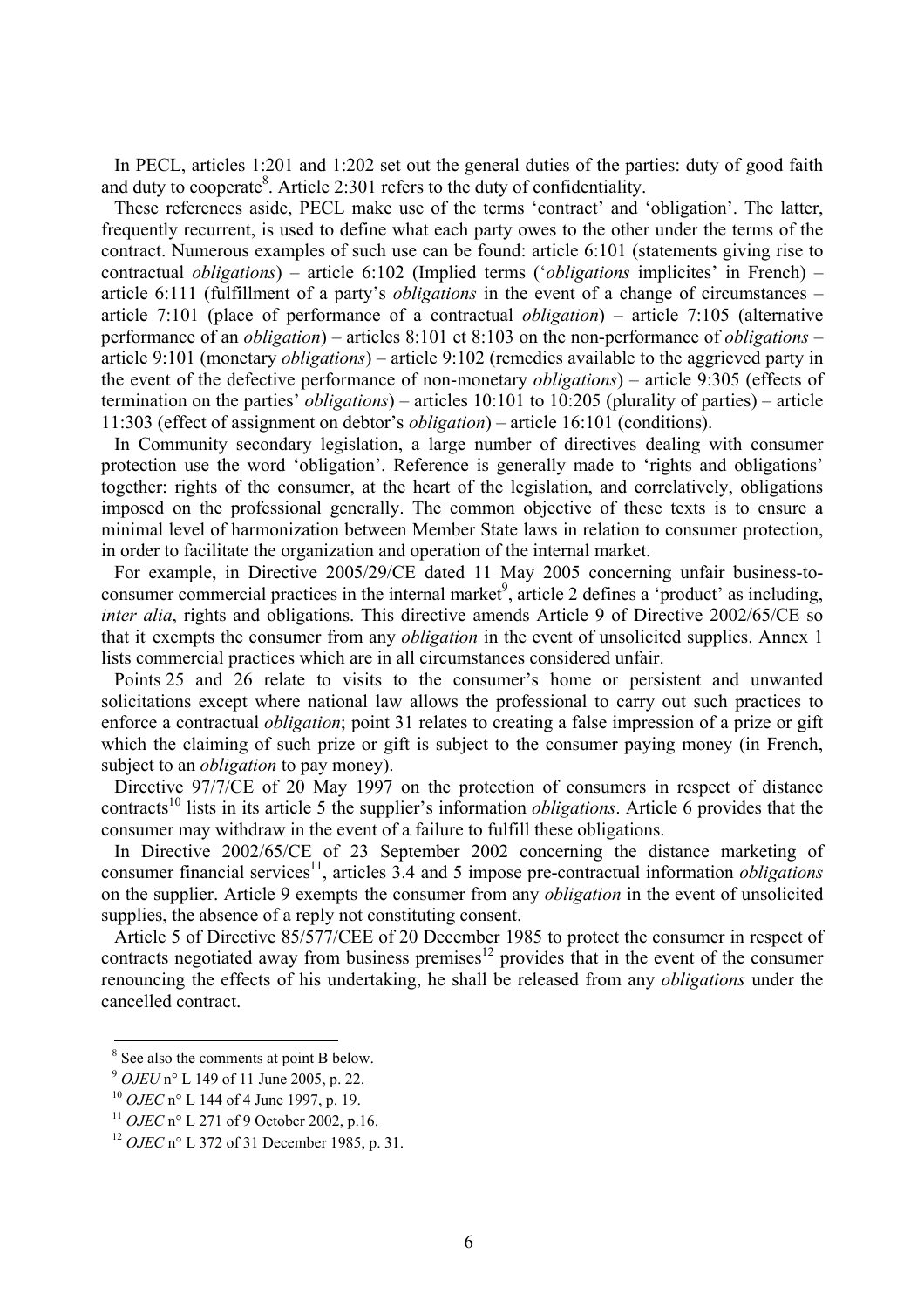In PECL, articles 1:201 and 1:202 set out the general duties of the parties: duty of good faith and duty to cooperate[8]. Article 2:301 refers to the duty of confidentiality.

These references aside, PECL make use of the terms 'contract' and 'obligation'. The latter, frequently recurrent, is used to define what each party owes to the other under the terms of the contract. Numerous examples of such use can be found: article 6:101 (statements giving rise to contractual *obligations*) – article 6:102 (Implied terms ('*obligations* implicites' in French) – article 6:111 (fulfillment of a party's *obligations* in the event of a change of circumstances – article 7:101 (place of performance of a contractual *obligation*) – article 7:105 (alternative performance of an *obligation*) – articles 8:101 et 8:103 on the non-performance of *obligations* – article 9:101 (monetary *obligations*) – article 9:102 (remedies available to the aggrieved party in the event of the defective performance of non-monetary *obligations*) – article 9:305 (effects of termination on the parties' *obligations*) – articles 10:101 to 10:205 (plurality of parties) – article 11:303 (effect of assignment on debtor's *obligation*) – article 16:101 (conditions).

In Community secondary legislation, a large number of directives dealing with consumer protection use the word 'obligation'. Reference is generally made to 'rights and obligations' together: rights of the consumer, at the heart of the legislation, and correlatively, obligations imposed on the professional generally. The common objective of these texts is to ensure a minimal level of harmonization between Member State laws in relation to consumer protection, in order to facilitate the organization and operation of the internal market.

For example, in Directive 2005/29/CE dated 11 May 2005 concerning unfair business-to-consumer commercial practices in the internal market[9], article 2 defines a 'product' as including, *inter alia*, rights and obligations. This directive amends Article 9 of Directive 2002/65/CE so that it exempts the consumer from any *obligation* in the event of unsolicited supplies. Annex 1 lists commercial practices which are in all circumstances considered unfair.

Points 25 and 26 relate to visits to the consumer's home or persistent and unwanted solicitations except where national law allows the professional to carry out such practices to enforce a contractual *obligation*; point 31 relates to creating a false impression of a prize or gift which the claiming of such prize or gift is subject to the consumer paying money (in French, subject to an *obligation* to pay money).

Directive 97/7/CE of 20 May 1997 on the protection of consumers in respect of distance contracts[10] lists in its article 5 the supplier's information *obligations*. Article 6 provides that the consumer may withdraw in the event of a failure to fulfill these obligations.

In Directive 2002/65/CE of 23 September 2002 concerning the distance marketing of consumer financial services[11], articles 3.4 and 5 impose pre-contractual information *obligations* on the supplier. Article 9 exempts the consumer from any *obligation* in the event of unsolicited supplies, the absence of a reply not constituting consent.

Article 5 of Directive 85/577/CEE of 20 December 1985 to protect the consumer in respect of contracts negotiated away from business premises[12] provides that in the event of the consumer renouncing the effects of his undertaking, he shall be released from any *obligations* under the cancelled contract.

---

[8] See also the comments at point B below.

[9] *OJEU* n° L 149 of 11 June 2005, p. 22.

[10] *OJEC* n° L 144 of 4 June 1997, p. 19.

[11] *OJEC* n° L 271 of 9 October 2002, p.16.

[12] *OJEC* n° L 372 of 31 December 1985, p. 31.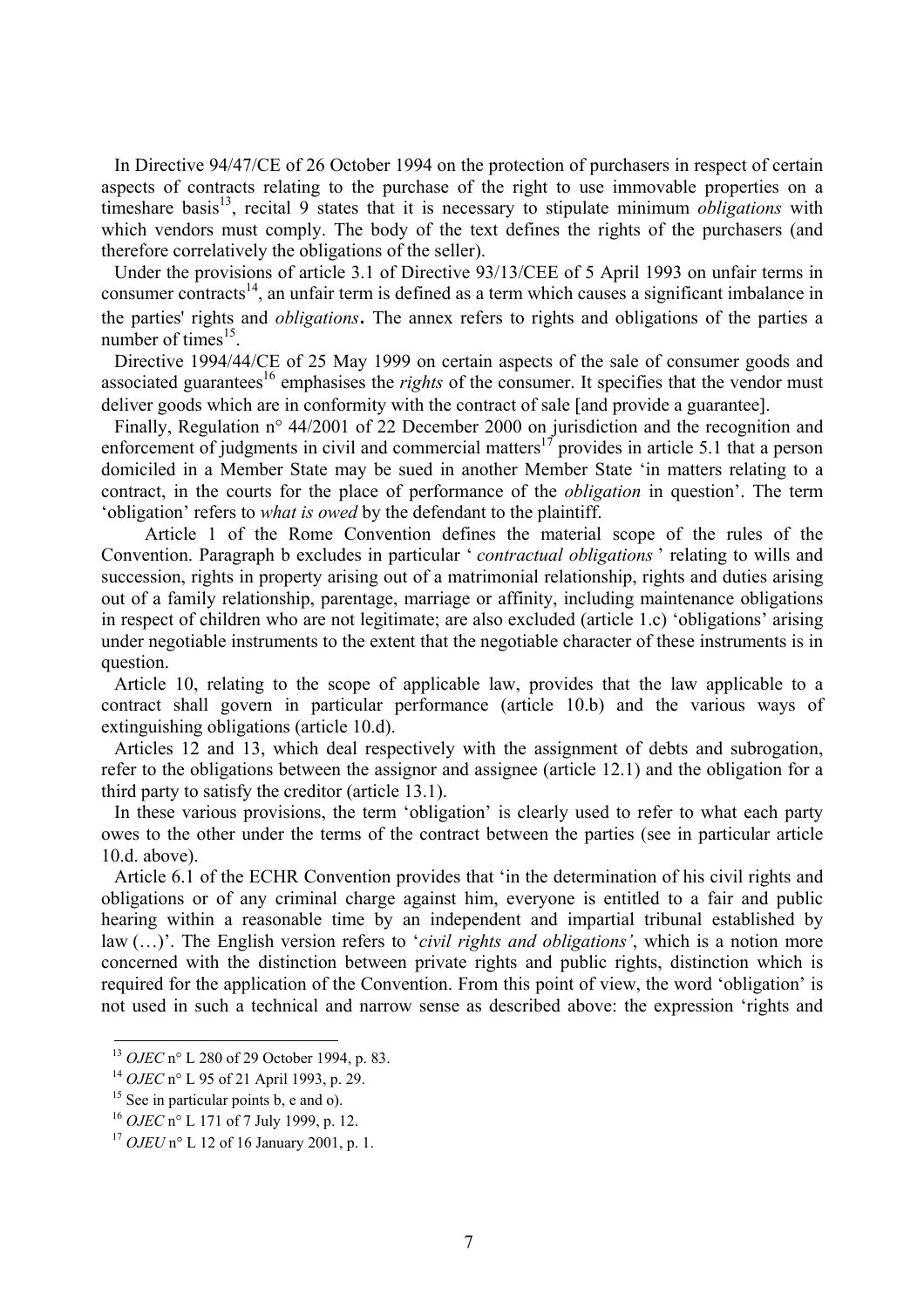In Directive 94/47/CE of 26 October 1994 on the protection of purchasers in respect of certain aspects of contracts relating to the purchase of the right to use immovable properties on a timeshare basis[13], recital 9 states that it is necessary to stipulate minimum *obligations* with which vendors must comply. The body of the text defines the rights of the purchasers (and therefore correlatively the obligations of the seller).

Under the provisions of article 3.1 of Directive 93/13/CEE of 5 April 1993 on unfair terms in consumer contracts[14], an unfair term is defined as a term which causes a significant imbalance in the parties' rights and *obligations*. The annex refers to rights and obligations of the parties a number of times[15].

Directive 1994/44/CE of 25 May 1999 on certain aspects of the sale of consumer goods and associated guarantees[16] emphasises the *rights* of the consumer. It specifies that the vendor must deliver goods which are in conformity with the contract of sale [and provide a guarantee].

Finally, Regulation n° 44/2001 of 22 December 2000 on jurisdiction and the recognition and enforcement of judgments in civil and commercial matters[17] provides in article 5.1 that a person domiciled in a Member State may be sued in another Member State 'in matters relating to a contract, in the courts for the place of performance of the *obligation* in question'. The term 'obligation' refers to *what is owed* by the defendant to the plaintiff.

Article 1 of the Rome Convention defines the material scope of the rules of the Convention. Paragraph b excludes in particular ' *contractual obligations* ' relating to wills and succession, rights in property arising out of a matrimonial relationship, rights and duties arising out of a family relationship, parentage, marriage or affinity, including maintenance obligations in respect of children who are not legitimate; are also excluded (article 1.c) 'obligations' arising under negotiable instruments to the extent that the negotiable character of these instruments is in question.

Article 10, relating to the scope of applicable law, provides that the law applicable to a contract shall govern in particular performance (article 10.b) and the various ways of extinguishing obligations (article 10.d).

Articles 12 and 13, which deal respectively with the assignment of debts and subrogation, refer to the obligations between the assignor and assignee (article 12.1) and the obligation for a third party to satisfy the creditor (article 13.1).

In these various provisions, the term 'obligation' is clearly used to refer to what each party owes to the other under the terms of the contract between the parties (see in particular article 10.d. above).

Article 6.1 of the ECHR Convention provides that 'in the determination of his civil rights and obligations or of any criminal charge against him, everyone is entitled to a fair and public hearing within a reasonable time by an independent and impartial tribunal established by law (…)'. The English version refers to '*civil rights and obligations'*, which is a notion more concerned with the distinction between private rights and public rights, distinction which is required for the application of the Convention. From this point of view, the word 'obligation' is not used in such a technical and narrow sense as described above: the expression 'rights and

---

[13] *OJEC* n° L 280 of 29 October 1994, p. 83.

[14] *OJEC* n° L 95 of 21 April 1993, p. 29.

[15] See in particular points b, e and o).

[16] *OJEC* n° L 171 of 7 July 1999, p. 12.

[17] *OJEU* n° L 12 of 16 January 2001, p. 1.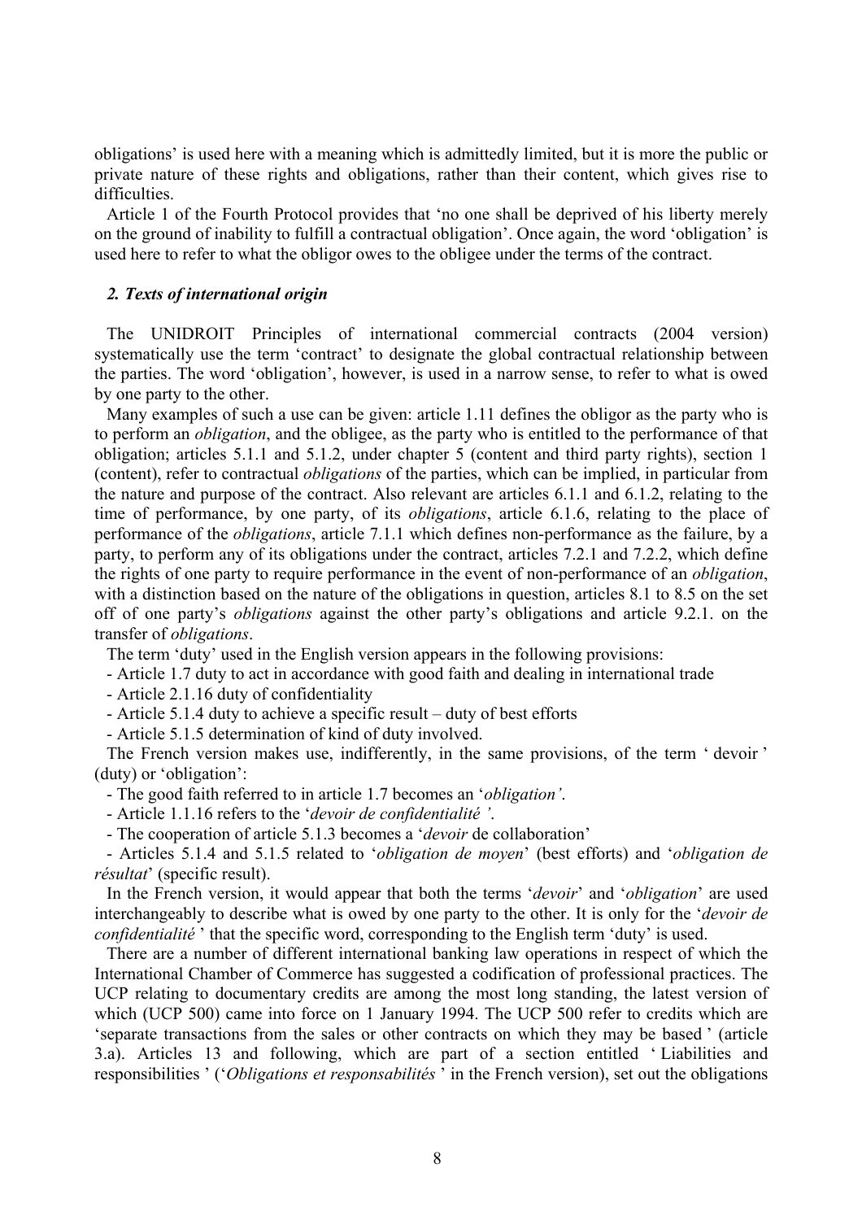obligations' is used here with a meaning which is admittedly limited, but it is more the public or private nature of these rights and obligations, rather than their content, which gives rise to difficulties.

Article 1 of the Fourth Protocol provides that 'no one shall be deprived of his liberty merely on the ground of inability to fulfill a contractual obligation'. Once again, the word 'obligation' is used here to refer to what the obligor owes to the obligee under the terms of the contract.

### *2. Texts of international origin*

The UNIDROIT Principles of international commercial contracts (2004 version) systematically use the term 'contract' to designate the global contractual relationship between the parties. The word 'obligation', however, is used in a narrow sense, to refer to what is owed by one party to the other.

Many examples of such a use can be given: article 1.11 defines the obligor as the party who is to perform an *obligation*, and the obligee, as the party who is entitled to the performance of that obligation; articles 5.1.1 and 5.1.2, under chapter 5 (content and third party rights), section 1 (content), refer to contractual *obligations* of the parties, which can be implied, in particular from the nature and purpose of the contract. Also relevant are articles 6.1.1 and 6.1.2, relating to the time of performance, by one party, of its *obligations*, article 6.1.6, relating to the place of performance of the *obligations*, article 7.1.1 which defines non-performance as the failure, by a party, to perform any of its obligations under the contract, articles 7.2.1 and 7.2.2, which define the rights of one party to require performance in the event of non-performance of an *obligation*, with a distinction based on the nature of the obligations in question, articles 8.1 to 8.5 on the set off of one party's *obligations* against the other party's obligations and article 9.2.1. on the transfer of *obligations*.

The term 'duty' used in the English version appears in the following provisions:

- Article 1.7 duty to act in accordance with good faith and dealing in international trade
- Article 2.1.16 duty of confidentiality
- Article 5.1.4 duty to achieve a specific result – duty of best efforts
- Article 5.1.5 determination of kind of duty involved.

The French version makes use, indifferently, in the same provisions, of the term ' devoir ' (duty) or 'obligation':

- The good faith referred to in article 1.7 becomes an '*obligation'*.
- Article 1.1.16 refers to the '*devoir de confidentialité '*.
- The cooperation of article 5.1.3 becomes a '*devoir* de collaboration'
- Articles 5.1.4 and 5.1.5 related to '*obligation de moyen*' (best efforts) and '*obligation de résultat*' (specific result).

In the French version, it would appear that both the terms '*devoir*' and '*obligation*' are used interchangeably to describe what is owed by one party to the other. It is only for the '*devoir de confidentialité* ' that the specific word, corresponding to the English term 'duty' is used.

There are a number of different international banking law operations in respect of which the International Chamber of Commerce has suggested a codification of professional practices. The UCP relating to documentary credits are among the most long standing, the latest version of which (UCP 500) came into force on 1 January 1994. The UCP 500 refer to credits which are 'separate transactions from the sales or other contracts on which they may be based ' (article 3.a). Articles 13 and following, which are part of a section entitled ' Liabilities and responsibilities ' ('*Obligations et responsabilités* ' in the French version), set out the obligations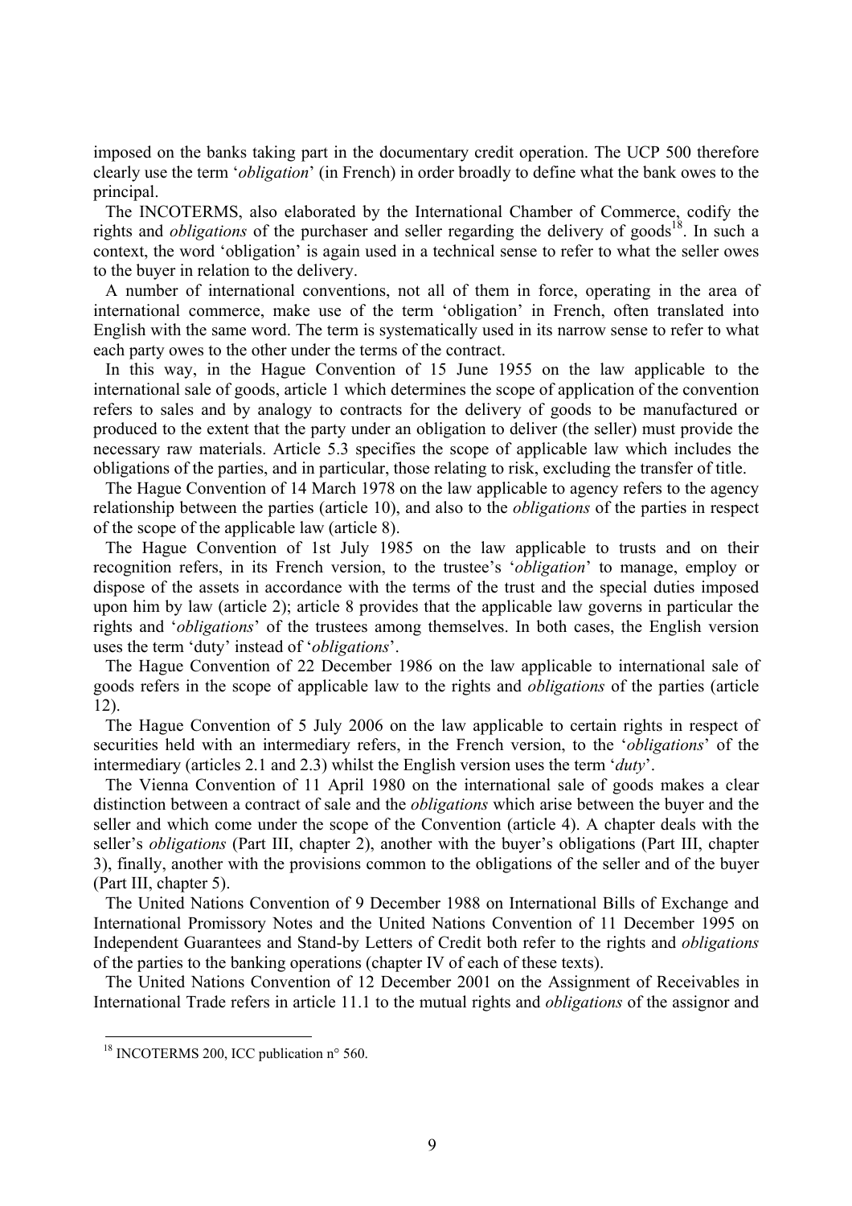imposed on the banks taking part in the documentary credit operation. The UCP 500 therefore clearly use the term '*obligation*' (in French) in order broadly to define what the bank owes to the principal.

The INCOTERMS, also elaborated by the International Chamber of Commerce, codify the rights and *obligations* of the purchaser and seller regarding the delivery of goods[18]. In such a context, the word 'obligation' is again used in a technical sense to refer to what the seller owes to the buyer in relation to the delivery.

A number of international conventions, not all of them in force, operating in the area of international commerce, make use of the term 'obligation' in French, often translated into English with the same word. The term is systematically used in its narrow sense to refer to what each party owes to the other under the terms of the contract.

In this way, in the Hague Convention of 15 June 1955 on the law applicable to the international sale of goods, article 1 which determines the scope of application of the convention refers to sales and by analogy to contracts for the delivery of goods to be manufactured or produced to the extent that the party under an obligation to deliver (the seller) must provide the necessary raw materials. Article 5.3 specifies the scope of applicable law which includes the obligations of the parties, and in particular, those relating to risk, excluding the transfer of title.

The Hague Convention of 14 March 1978 on the law applicable to agency refers to the agency relationship between the parties (article 10), and also to the *obligations* of the parties in respect of the scope of the applicable law (article 8).

The Hague Convention of 1st July 1985 on the law applicable to trusts and on their recognition refers, in its French version, to the trustee's '*obligation*' to manage, employ or dispose of the assets in accordance with the terms of the trust and the special duties imposed upon him by law (article 2); article 8 provides that the applicable law governs in particular the rights and '*obligations*' of the trustees among themselves. In both cases, the English version uses the term 'duty' instead of '*obligations*'.

The Hague Convention of 22 December 1986 on the law applicable to international sale of goods refers in the scope of applicable law to the rights and *obligations* of the parties (article 12).

The Hague Convention of 5 July 2006 on the law applicable to certain rights in respect of securities held with an intermediary refers, in the French version, to the '*obligations*' of the intermediary (articles 2.1 and 2.3) whilst the English version uses the term '*duty*'.

The Vienna Convention of 11 April 1980 on the international sale of goods makes a clear distinction between a contract of sale and the *obligations* which arise between the buyer and the seller and which come under the scope of the Convention (article 4). A chapter deals with the seller's *obligations* (Part III, chapter 2), another with the buyer's obligations (Part III, chapter 3), finally, another with the provisions common to the obligations of the seller and of the buyer (Part III, chapter 5).

The United Nations Convention of 9 December 1988 on International Bills of Exchange and International Promissory Notes and the United Nations Convention of 11 December 1995 on Independent Guarantees and Stand-by Letters of Credit both refer to the rights and *obligations* of the parties to the banking operations (chapter IV of each of these texts).

The United Nations Convention of 12 December 2001 on the Assignment of Receivables in International Trade refers in article 11.1 to the mutual rights and *obligations* of the assignor and

---

[18] INCOTERMS 200, ICC publication n° 560.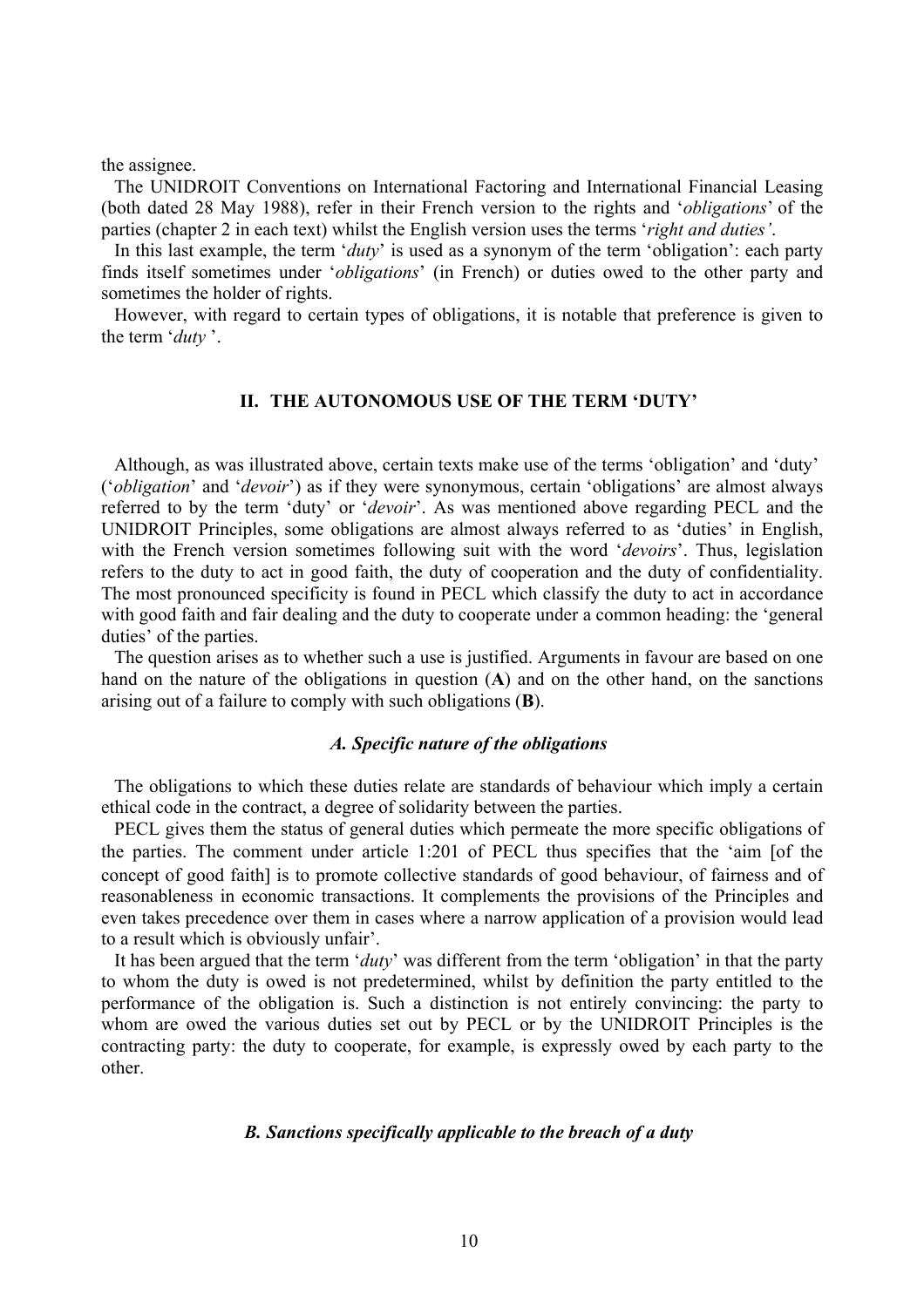the assignee.

The UNIDROIT Conventions on International Factoring and International Financial Leasing (both dated 28 May 1988), refer in their French version to the rights and '*obligations*' of the parties (chapter 2 in each text) whilst the English version uses the terms '*right and duties'*.

In this last example, the term '*duty*' is used as a synonym of the term 'obligation': each party finds itself sometimes under '*obligations*' (in French) or duties owed to the other party and sometimes the holder of rights.

However, with regard to certain types of obligations, it is notable that preference is given to the term '*duty* '.

## II. THE AUTONOMOUS USE OF THE TERM 'DUTY'

Although, as was illustrated above, certain texts make use of the terms 'obligation' and 'duty' ('*obligation*' and '*devoir*') as if they were synonymous, certain 'obligations' are almost always referred to by the term 'duty' or '*devoir*'. As was mentioned above regarding PECL and the UNIDROIT Principles, some obligations are almost always referred to as 'duties' in English, with the French version sometimes following suit with the word '*devoirs*'. Thus, legislation refers to the duty to act in good faith, the duty of cooperation and the duty of confidentiality. The most pronounced specificity is found in PECL which classify the duty to act in accordance with good faith and fair dealing and the duty to cooperate under a common heading: the 'general duties' of the parties.

The question arises as to whether such a use is justified. Arguments in favour are based on one hand on the nature of the obligations in question (**A**) and on the other hand, on the sanctions arising out of a failure to comply with such obligations (**B**).

### *A. Specific nature of the obligations*

The obligations to which these duties relate are standards of behaviour which imply a certain ethical code in the contract, a degree of solidarity between the parties.

PECL gives them the status of general duties which permeate the more specific obligations of the parties. The comment under article 1:201 of PECL thus specifies that the 'aim [of the concept of good faith] is to promote collective standards of good behaviour, of fairness and of reasonableness in economic transactions. It complements the provisions of the Principles and even takes precedence over them in cases where a narrow application of a provision would lead to a result which is obviously unfair'.

It has been argued that the term '*duty*' was different from the term 'obligation' in that the party to whom the duty is owed is not predetermined, whilst by definition the party entitled to the performance of the obligation is. Such a distinction is not entirely convincing: the party to whom are owed the various duties set out by PECL or by the UNIDROIT Principles is the contracting party: the duty to cooperate, for example, is expressly owed by each party to the other.

### *B. Sanctions specifically applicable to the breach of a duty*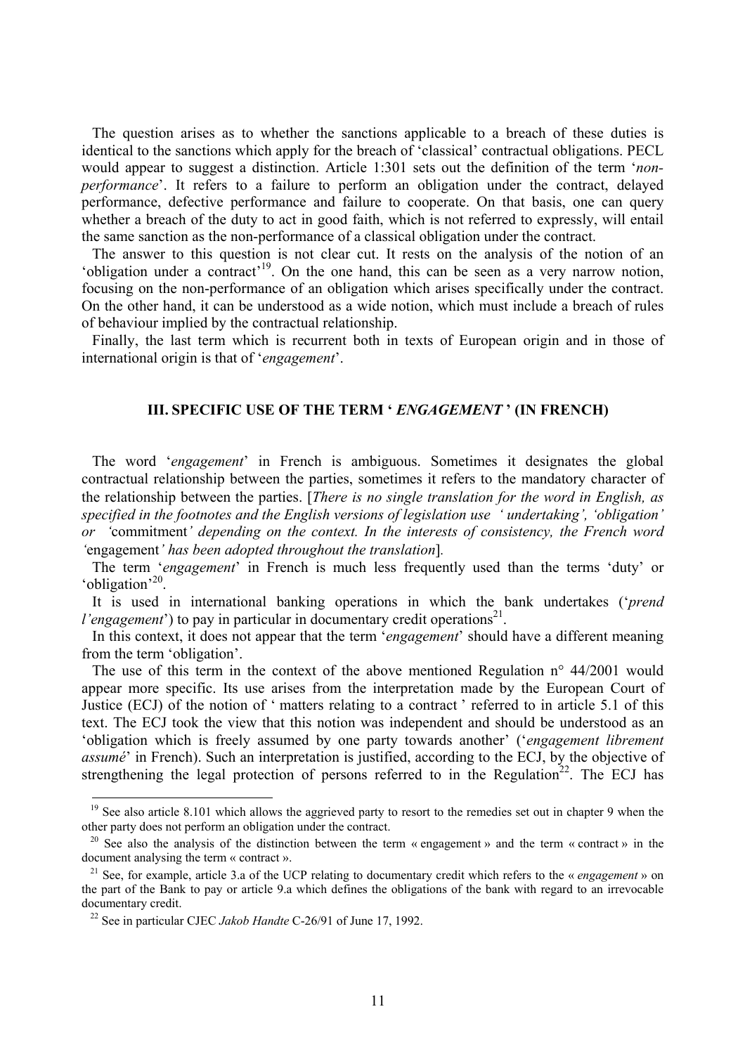The question arises as to whether the sanctions applicable to a breach of these duties is identical to the sanctions which apply for the breach of 'classical' contractual obligations. PECL would appear to suggest a distinction. Article 1:301 sets out the definition of the term '*non-performance*'. It refers to a failure to perform an obligation under the contract, delayed performance, defective performance and failure to cooperate. On that basis, one can query whether a breach of the duty to act in good faith, which is not referred to expressly, will entail the same sanction as the non-performance of a classical obligation under the contract.

The answer to this question is not clear cut. It rests on the analysis of the notion of an 'obligation under a contract'[19]. On the one hand, this can be seen as a very narrow notion, focusing on the non-performance of an obligation which arises specifically under the contract. On the other hand, it can be understood as a wide notion, which must include a breach of rules of behaviour implied by the contractual relationship.

Finally, the last term which is recurrent both in texts of European origin and in those of international origin is that of '*engagement*'.

## III. SPECIFIC USE OF THE TERM '*ENGAGEMENT*' (IN FRENCH)

The word '*engagement*' in French is ambiguous. Sometimes it designates the global contractual relationship between the parties, sometimes it refers to the mandatory character of the relationship between the parties. [*There is no single translation for the word in English, as specified in the footnotes and the English versions of legislation use 'undertaking', 'obligation' or '*commitment*' depending on the context. In the interests of consistency, the French word '*engagement*' has been adopted throughout the translation*].

The term '*engagement*' in French is much less frequently used than the terms 'duty' or 'obligation'[20].

It is used in international banking operations in which the bank undertakes ('*prend l'engagement*') to pay in particular in documentary credit operations[21].

In this context, it does not appear that the term '*engagement*' should have a different meaning from the term 'obligation'.

The use of this term in the context of the above mentioned Regulation n° 44/2001 would appear more specific. Its use arises from the interpretation made by the European Court of Justice (ECJ) of the notion of ' matters relating to a contract ' referred to in article 5.1 of this text. The ECJ took the view that this notion was independent and should be understood as an 'obligation which is freely assumed by one party towards another' ('*engagement librement assumé*' in French). Such an interpretation is justified, according to the ECJ, by the objective of strengthening the legal protection of persons referred to in the Regulation[22]. The ECJ has

---

[19] See also article 8.101 which allows the aggrieved party to resort to the remedies set out in chapter 9 when the other party does not perform an obligation under the contract.

[20] See also the analysis of the distinction between the term « engagement » and the term « contract » in the document analysing the term « contract ».

[21] See, for example, article 3.a of the UCP relating to documentary credit which refers to the « *engagement* » on the part of the Bank to pay or article 9.a which defines the obligations of the bank with regard to an irrevocable documentary credit.

[22] See in particular CJEC *Jakob Handte* C-26/91 of June 17, 1992.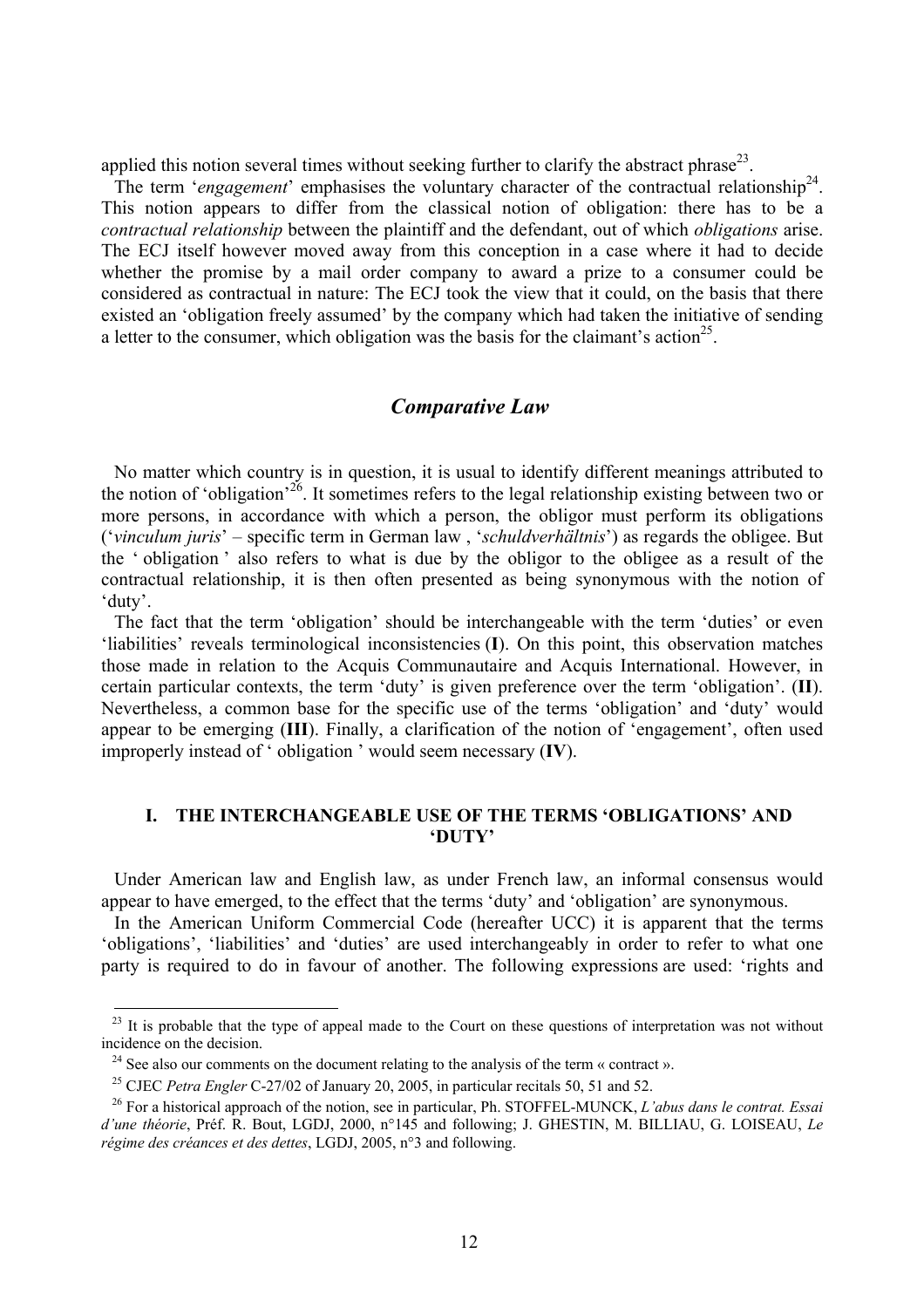applied this notion several times without seeking further to clarify the abstract phrase[23].

The term '*engagement*' emphasises the voluntary character of the contractual relationship[24]. This notion appears to differ from the classical notion of obligation: there has to be a *contractual relationship* between the plaintiff and the defendant, out of which *obligations* arise. The ECJ itself however moved away from this conception in a case where it had to decide whether the promise by a mail order company to award a prize to a consumer could be considered as contractual in nature: The ECJ took the view that it could, on the basis that there existed an 'obligation freely assumed' by the company which had taken the initiative of sending a letter to the consumer, which obligation was the basis for the claimant's action[25].

## *Comparative Law*

No matter which country is in question, it is usual to identify different meanings attributed to the notion of 'obligation'[26]. It sometimes refers to the legal relationship existing between two or more persons, in accordance with which a person, the obligor must perform its obligations ('*vinculum juris*' – specific term in German law , '*schuldverhältnis*') as regards the obligee. But the ' obligation ' also refers to what is due by the obligor to the obligee as a result of the contractual relationship, it is then often presented as being synonymous with the notion of 'duty'.

The fact that the term 'obligation' should be interchangeable with the term 'duties' or even 'liabilities' reveals terminological inconsistencies (**I**). On this point, this observation matches those made in relation to the Acquis Communautaire and Acquis International. However, in certain particular contexts, the term 'duty' is given preference over the term 'obligation'. (**II**). Nevertheless, a common base for the specific use of the terms 'obligation' and 'duty' would appear to be emerging (**III**). Finally, a clarification of the notion of 'engagement', often used improperly instead of ' obligation ' would seem necessary (**IV**).

### I. THE INTERCHANGEABLE USE OF THE TERMS 'OBLIGATIONS' AND 'DUTY'

Under American law and English law, as under French law, an informal consensus would appear to have emerged, to the effect that the terms 'duty' and 'obligation' are synonymous.

In the American Uniform Commercial Code (hereafter UCC) it is apparent that the terms 'obligations', 'liabilities' and 'duties' are used interchangeably in order to refer to what one party is required to do in favour of another. The following expressions are used: 'rights and

---

[23] It is probable that the type of appeal made to the Court on these questions of interpretation was not without incidence on the decision.

[24] See also our comments on the document relating to the analysis of the term « contract ».

[25] CJEC *Petra Engler* C-27/02 of January 20, 2005, in particular recitals 50, 51 and 52.

[26] For a historical approach of the notion, see in particular, Ph. STOFFEL-MUNCK, *L'abus dans le contrat. Essai d'une théorie*, Préf. R. Bout, LGDJ, 2000, n°145 and following; J. GHESTIN, M. BILLIAU, G. LOISEAU, *Le régime des créances et des dettes*, LGDJ, 2005, n°3 and following.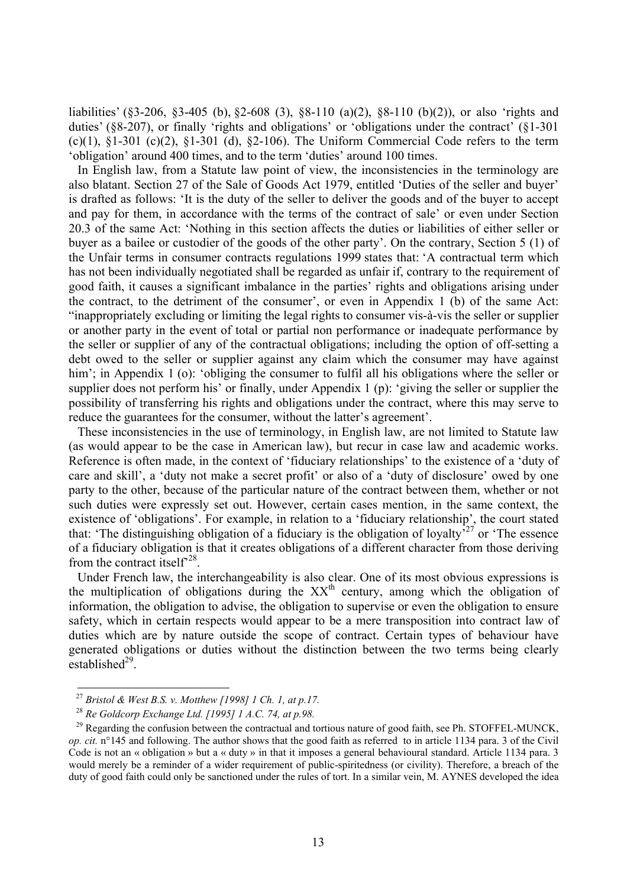liabilities' (§3-206, §3-405 (b), §2-608 (3), §8-110 (a)(2), §8-110 (b)(2)), or also 'rights and duties' (§8-207), or finally 'rights and obligations' or 'obligations under the contract' (§1-301 (c)(1), §1-301 (c)(2), §1-301 (d), §2-106). The Uniform Commercial Code refers to the term 'obligation' around 400 times, and to the term 'duties' around 100 times.

In English law, from a Statute law point of view, the inconsistencies in the terminology are also blatant. Section 27 of the Sale of Goods Act 1979, entitled 'Duties of the seller and buyer' is drafted as follows: 'It is the duty of the seller to deliver the goods and of the buyer to accept and pay for them, in accordance with the terms of the contract of sale' or even under Section 20.3 of the same Act: 'Nothing in this section affects the duties or liabilities of either seller or buyer as a bailee or custodier of the goods of the other party'. On the contrary, Section 5 (1) of the Unfair terms in consumer contracts regulations 1999 states that: 'A contractual term which has not been individually negotiated shall be regarded as unfair if, contrary to the requirement of good faith, it causes a significant imbalance in the parties' rights and obligations arising under the contract, to the detriment of the consumer', or even in Appendix 1 (b) of the same Act: "inappropriately excluding or limiting the legal rights to consumer vis-à-vis the seller or supplier or another party in the event of total or partial non performance or inadequate performance by the seller or supplier of any of the contractual obligations; including the option of off-setting a debt owed to the seller or supplier against any claim which the consumer may have against him'; in Appendix 1 (o): 'obliging the consumer to fulfil all his obligations where the seller or supplier does not perform his' or finally, under Appendix 1 (p): 'giving the seller or supplier the possibility of transferring his rights and obligations under the contract, where this may serve to reduce the guarantees for the consumer, without the latter's agreement'.

These inconsistencies in the use of terminology, in English law, are not limited to Statute law (as would appear to be the case in American law), but recur in case law and academic works. Reference is often made, in the context of 'fiduciary relationships' to the existence of a 'duty of care and skill', a 'duty not make a secret profit' or also of a 'duty of disclosure' owed by one party to the other, because of the particular nature of the contract between them, whether or not such duties were expressly set out. However, certain cases mention, in the same context, the existence of 'obligations'. For example, in relation to a 'fiduciary relationship', the court stated that: 'The distinguishing obligation of a fiduciary is the obligation of loyalty'[27] or 'The essence of a fiduciary obligation is that it creates obligations of a different character from those deriving from the contract itself'[28].

Under French law, the interchangeability is also clear. One of its most obvious expressions is the multiplication of obligations during the XX[th] century, among which the obligation of information, the obligation to advise, the obligation to supervise or even the obligation to ensure safety, which in certain respects would appear to be a mere transposition into contract law of duties which are by nature outside the scope of contract. Certain types of behaviour have generated obligations or duties without the distinction between the two terms being clearly established[29].

---

[27] *Bristol & West B.S. v. Motthew [1998] 1 Ch. 1, at p.17.*

[28] *Re Goldcorp Exchange Ltd. [1995] 1 A.C. 74, at p.98.*

[29] Regarding the confusion between the contractual and tortious nature of good faith, see Ph. STOFFEL-MUNCK, *op. cit.* n°145 and following. The author shows that the good faith as referred to in article 1134 para. 3 of the Civil Code is not an « obligation » but a « duty » in that it imposes a general behavioural standard. Article 1134 para. 3 would merely be a reminder of a wider requirement of public-spiritedness (or civility). Therefore, a breach of the duty of good faith could only be sanctioned under the rules of tort. In a similar vein, M. AYNES developed the idea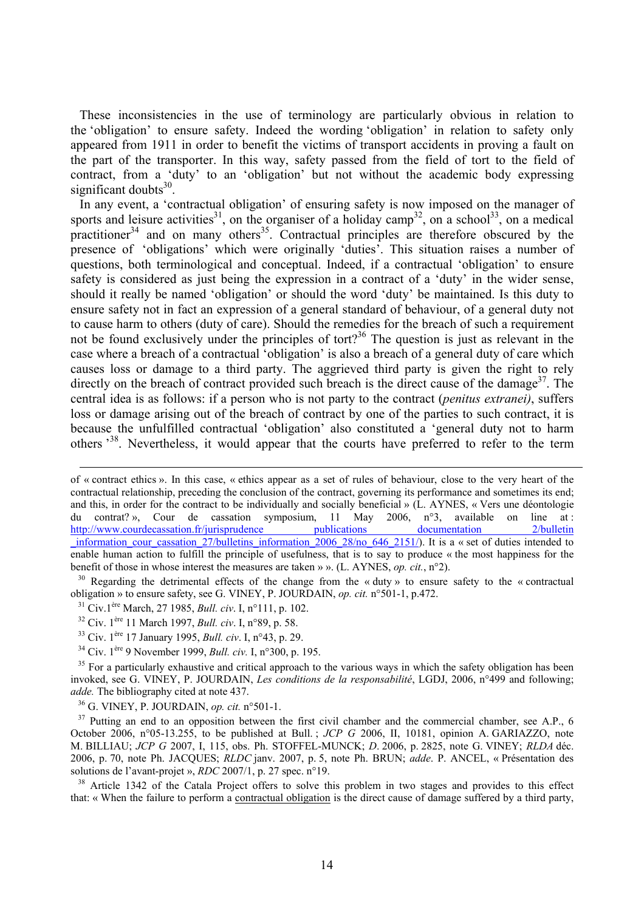These inconsistencies in the use of terminology are particularly obvious in relation to the 'obligation' to ensure safety. Indeed the wording 'obligation' in relation to safety only appeared from 1911 in order to benefit the victims of transport accidents in proving a fault on the part of the transporter. In this way, safety passed from the field of tort to the field of contract, from a 'duty' to an 'obligation' but not without the academic body expressing significant doubts[30].

In any event, a 'contractual obligation' of ensuring safety is now imposed on the manager of sports and leisure activities[31], on the organiser of a holiday camp[32], on a school[33], on a medical practitioner[34] and on many others[35]. Contractual principles are therefore obscured by the presence of 'obligations' which were originally 'duties'. This situation raises a number of questions, both terminological and conceptual. Indeed, if a contractual 'obligation' to ensure safety is considered as just being the expression in a contract of a 'duty' in the wider sense, should it really be named 'obligation' or should the word 'duty' be maintained. Is this duty to ensure safety not in fact an expression of a general standard of behaviour, of a general duty not to cause harm to others (duty of care). Should the remedies for the breach of such a requirement not be found exclusively under the principles of tort?[36] The question is just as relevant in the case where a breach of a contractual 'obligation' is also a breach of a general duty of care which causes loss or damage to a third party. The aggrieved third party is given the right to rely directly on the breach of contract provided such breach is the direct cause of the damage[37]. The central idea is as follows: if a person who is not party to the contract (*penitus extranei)*, suffers loss or damage arising out of the breach of contract by one of the parties to such contract, it is because the unfulfilled contractual 'obligation' also constituted a 'general duty not to harm others '[38]. Nevertheless, it would appear that the courts have preferred to refer to the term

---

of « contract ethics ». In this case, « ethics appear as a set of rules of behaviour, close to the very heart of the contractual relationship, preceding the conclusion of the contract, governing its performance and sometimes its end; and this, in order for the contract to be individually and socially beneficial » (L. AYNES, « Vers une déontologie du contrat? », Cour de cassation symposium, 11 May 2006, n°3, available on line at : http://www.courdecassation.fr/jurisprudence publications documentation 2/bulletin _information_cour_cassation_27/bulletins_information_2006_28/no_646_2151/). It is a « set of duties intended to enable human action to fulfill the principle of usefulness, that is to say to produce « the most happiness for the benefit of those in whose interest the measures are taken » ». (L. AYNES, *op. cit.*, n°2).

[30] Regarding the detrimental effects of the change from the « duty » to ensure safety to the « contractual obligation » to ensure safety, see G. VINEY, P. JOURDAIN, *op. cit.* n°501-1, p.472.

[31] Civ.1ère March, 27 1985, *Bull. civ*. I, n°111, p. 102.

[32] Civ. 1ère 11 March 1997, *Bull. civ*. I, n°89, p. 58.

[33] Civ. 1ère 17 January 1995, *Bull. civ*. I, n°43, p. 29.

[34] Civ. 1ère 9 November 1999, *Bull. civ.* I, n°300, p. 195.

[35] For a particularly exhaustive and critical approach to the various ways in which the safety obligation has been invoked, see G. VINEY, P. JOURDAIN, *Les conditions de la responsabilité*, LGDJ, 2006, n°499 and following; *adde.* The bibliography cited at note 437.

[36] G. VINEY, P. JOURDAIN, *op. cit.* n°501-1.

[37] Putting an end to an opposition between the first civil chamber and the commercial chamber, see A.P., 6 October 2006, n°05-13.255, to be published at Bull. ; *JCP G* 2006, II, 10181, opinion A. GARIAZZO, note M. BILLIAU; *JCP G* 2007, I, 115, obs. Ph. STOFFEL-MUNCK; *D*. 2006, p. 2825, note G. VINEY; *RLDA* déc. 2006, p. 70, note Ph. JACQUES; *RLDC* janv. 2007, p. 5, note Ph. BRUN; *adde*. P. ANCEL, « Présentation des solutions de l'avant-projet », *RDC* 2007/1, p. 27 spec. n°19.

[38] Article 1342 of the Catala Project offers to solve this problem in two stages and provides to this effect that: « When the failure to perform a contractual obligation is the direct cause of damage suffered by a third party,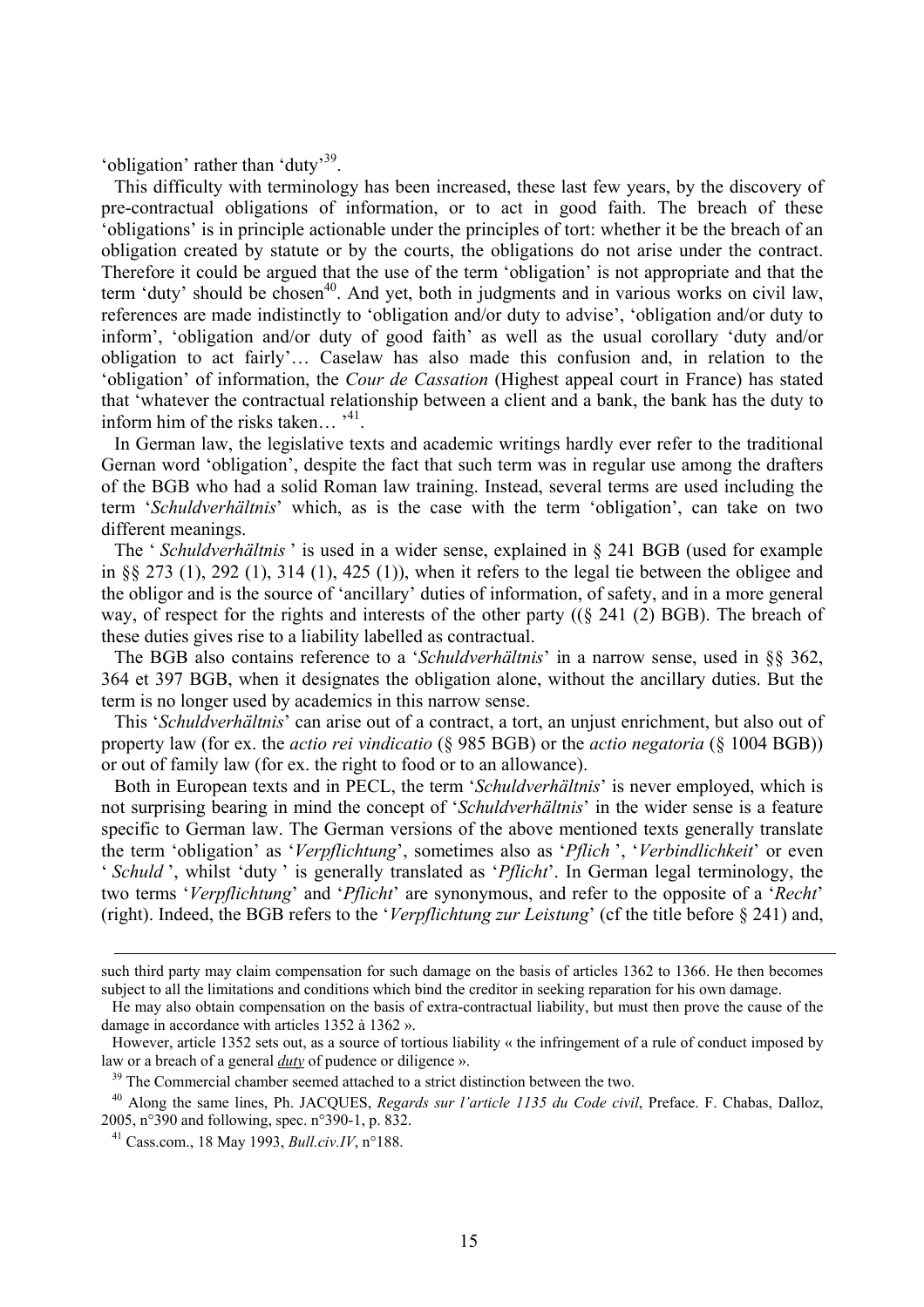'obligation' rather than 'duty'[39].

This difficulty with terminology has been increased, these last few years, by the discovery of pre-contractual obligations of information, or to act in good faith. The breach of these 'obligations' is in principle actionable under the principles of tort: whether it be the breach of an obligation created by statute or by the courts, the obligations do not arise under the contract. Therefore it could be argued that the use of the term 'obligation' is not appropriate and that the term 'duty' should be chosen[40]. And yet, both in judgments and in various works on civil law, references are made indistinctly to 'obligation and/or duty to advise', 'obligation and/or duty to inform', 'obligation and/or duty of good faith' as well as the usual corollary 'duty and/or obligation to act fairly'… Caselaw has also made this confusion and, in relation to the 'obligation' of information, the *Cour de Cassation* (Highest appeal court in France) has stated that 'whatever the contractual relationship between a client and a bank, the bank has the duty to inform him of the risks taken… '[41].

In German law, the legislative texts and academic writings hardly ever refer to the traditional Gernan word 'obligation', despite the fact that such term was in regular use among the drafters of the BGB who had a solid Roman law training. Instead, several terms are used including the term '*Schuldverhältnis*' which, as is the case with the term 'obligation', can take on two different meanings.

The ' *Schuldverhältnis* ' is used in a wider sense, explained in § 241 BGB (used for example in §§ 273 (1), 292 (1), 314 (1), 425 (1)), when it refers to the legal tie between the obligee and the obligor and is the source of 'ancillary' duties of information, of safety, and in a more general way, of respect for the rights and interests of the other party ((§ 241 (2) BGB). The breach of these duties gives rise to a liability labelled as contractual.

The BGB also contains reference to a '*Schuldverhältnis*' in a narrow sense, used in §§ 362, 364 et 397 BGB, when it designates the obligation alone, without the ancillary duties. But the term is no longer used by academics in this narrow sense.

This '*Schuldverhältnis*' can arise out of a contract, a tort, an unjust enrichment, but also out of property law (for ex. the *actio rei vindicatio* (§ 985 BGB) or the *actio negatoria* (§ 1004 BGB)) or out of family law (for ex. the right to food or to an allowance).

Both in European texts and in PECL, the term '*Schuldverhältnis*' is never employed, which is not surprising bearing in mind the concept of '*Schuldverhältnis*' in the wider sense is a feature specific to German law. The German versions of the above mentioned texts generally translate the term 'obligation' as '*Verpflichtung*', sometimes also as '*Pflich* ', '*Verbindlichkeit*' or even ' *Schuld* ', whilst 'duty ' is generally translated as '*Pflicht*'. In German legal terminology, the two terms '*Verpflichtung*' and '*Pflicht*' are synonymous, and refer to the opposite of a '*Recht*' (right). Indeed, the BGB refers to the '*Verpflichtung zur Leistung*' (cf the title before § 241) and,

---

such third party may claim compensation for such damage on the basis of articles 1362 to 1366. He then becomes subject to all the limitations and conditions which bind the creditor in seeking reparation for his own damage.

He may also obtain compensation on the basis of extra-contractual liability, but must then prove the cause of the damage in accordance with articles 1352 à 1362 ».

However, article 1352 sets out, as a source of tortious liability « the infringement of a rule of conduct imposed by law or a breach of a general *duty* of pudence or diligence ».

[39] The Commercial chamber seemed attached to a strict distinction between the two.

[40] Along the same lines, Ph. JACQUES, *Regards sur l'article 1135 du Code civil*, Preface. F. Chabas, Dalloz, 2005, n°390 and following, spec. n°390-1, p. 832.

[41] Cass.com., 18 May 1993, *Bull.civ.IV*, n°188.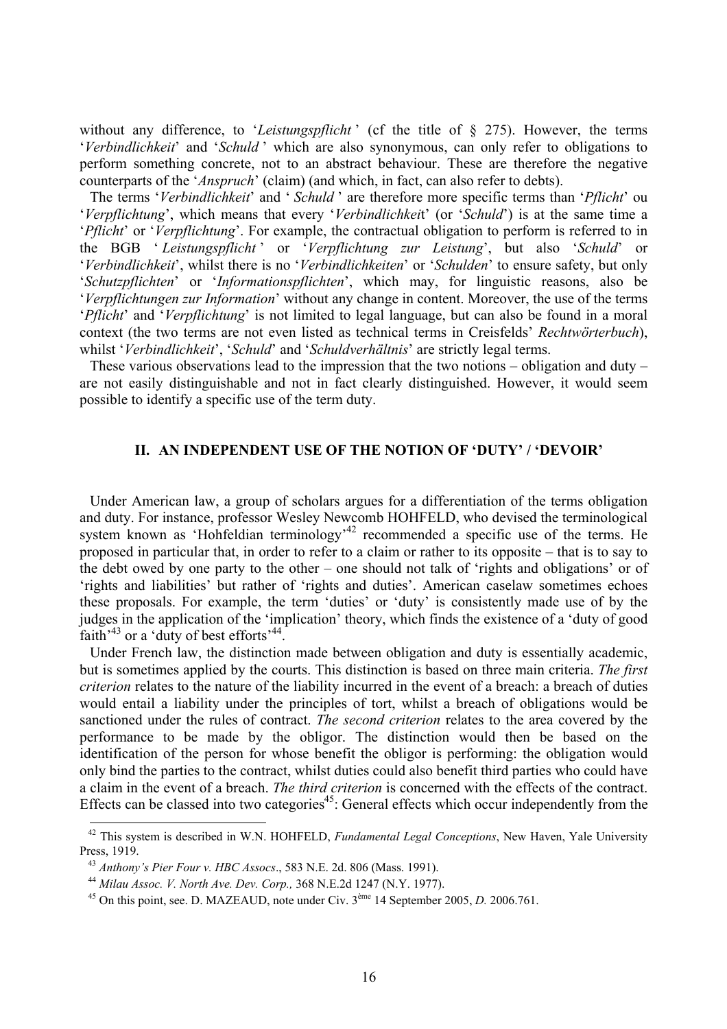without any difference, to '*Leistungspflicht* ' (cf the title of § 275). However, the terms '*Verbindlichkeit*' and '*Schuld* ' which are also synonymous, can only refer to obligations to perform something concrete, not to an abstract behaviour. These are therefore the negative counterparts of the '*Anspruch*' (claim) (and which, in fact, can also refer to debts).

The terms '*Verbindlichkeit*' and ' *Schuld* ' are therefore more specific terms than '*Pflicht*' ou '*Verpflichtung*', which means that every '*Verbindlichkeit*' (or '*Schuld*') is at the same time a '*Pflicht*' or '*Verpflichtung*'. For example, the contractual obligation to perform is referred to in the BGB ' *Leistungspflicht* ' or '*Verpflichtung zur Leistung*', but also '*Schuld*' or '*Verbindlichkeit*', whilst there is no '*Verbindlichkeiten*' or '*Schulden*' to ensure safety, but only '*Schutzpflichten*' or '*Informationspflichten*', which may, for linguistic reasons, also be '*Verpflichtungen zur Information*' without any change in content. Moreover, the use of the terms '*Pflicht*' and '*Verpflichtung*' is not limited to legal language, but can also be found in a moral context (the two terms are not even listed as technical terms in Creisfelds' *Rechtwörterbuch*), whilst '*Verbindlichkeit*', '*Schuld*' and '*Schuldverhältnis*' are strictly legal terms.

These various observations lead to the impression that the two notions – obligation and duty – are not easily distinguishable and not in fact clearly distinguished. However, it would seem possible to identify a specific use of the term duty.

## II. AN INDEPENDENT USE OF THE NOTION OF 'DUTY' / 'DEVOIR'

Under American law, a group of scholars argues for a differentiation of the terms obligation and duty. For instance, professor Wesley Newcomb HOHFELD, who devised the terminological system known as 'Hohfeldian terminology'[42] recommended a specific use of the terms. He proposed in particular that, in order to refer to a claim or rather to its opposite – that is to say to the debt owed by one party to the other – one should not talk of 'rights and obligations' or of 'rights and liabilities' but rather of 'rights and duties'. American caselaw sometimes echoes these proposals. For example, the term 'duties' or 'duty' is consistently made use of by the judges in the application of the 'implication' theory, which finds the existence of a 'duty of good faith'[43] or a 'duty of best efforts'[44].

Under French law, the distinction made between obligation and duty is essentially academic, but is sometimes applied by the courts. This distinction is based on three main criteria. *The first criterion* relates to the nature of the liability incurred in the event of a breach: a breach of duties would entail a liability under the principles of tort, whilst a breach of obligations would be sanctioned under the rules of contract. *The second criterion* relates to the area covered by the performance to be made by the obligor. The distinction would then be based on the identification of the person for whose benefit the obligor is performing: the obligation would only bind the parties to the contract, whilst duties could also benefit third parties who could have a claim in the event of a breach. *The third criterion* is concerned with the effects of the contract. Effects can be classed into two categories[45]: General effects which occur independently from the

---

[42] This system is described in W.N. HOHFELD, *Fundamental Legal Conceptions*, New Haven, Yale University Press, 1919.

[43] *Anthony's Pier Four v. HBC Assocs*., 583 N.E. 2d. 806 (Mass. 1991).

[44] *Milau Assoc. V. North Ave. Dev. Corp.,* 368 N.E.2d 1247 (N.Y. 1977).

[45] On this point, see. D. MAZEAUD, note under Civ. 3ème 14 September 2005, *D.* 2006.761.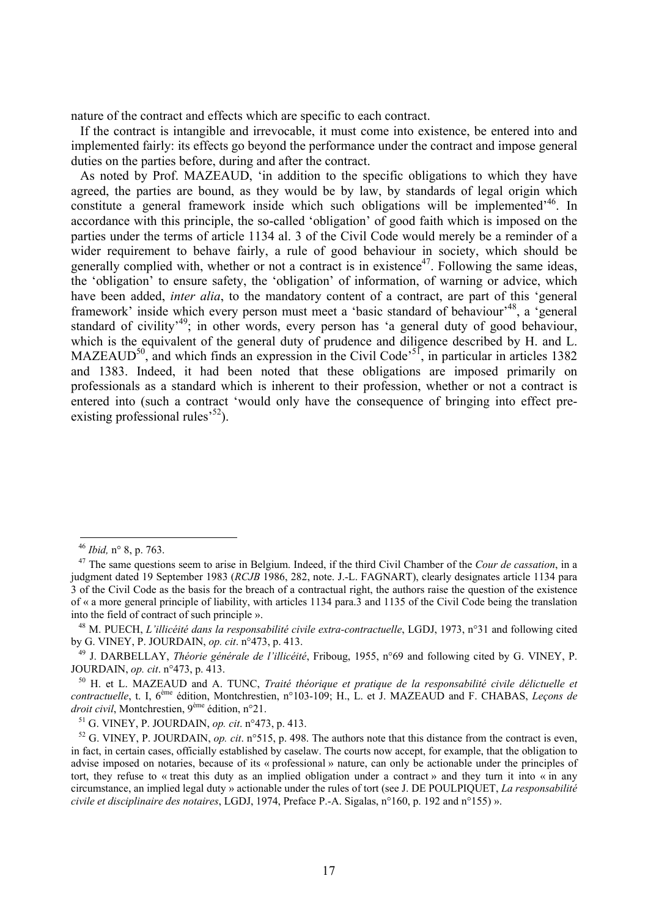nature of the contract and effects which are specific to each contract.

If the contract is intangible and irrevocable, it must come into existence, be entered into and implemented fairly: its effects go beyond the performance under the contract and impose general duties on the parties before, during and after the contract.

As noted by Prof. MAZEAUD, 'in addition to the specific obligations to which they have agreed, the parties are bound, as they would be by law, by standards of legal origin which constitute a general framework inside which such obligations will be implemented'[46]. In accordance with this principle, the so-called 'obligation' of good faith which is imposed on the parties under the terms of article 1134 al. 3 of the Civil Code would merely be a reminder of a wider requirement to behave fairly, a rule of good behaviour in society, which should be generally complied with, whether or not a contract is in existence[47]. Following the same ideas, the 'obligation' to ensure safety, the 'obligation' of information, of warning or advice, which have been added, *inter alia*, to the mandatory content of a contract, are part of this 'general framework' inside which every person must meet a 'basic standard of behaviour'[48], a 'general standard of civility'[49]; in other words, every person has 'a general duty of good behaviour, which is the equivalent of the general duty of prudence and diligence described by H. and L. MAZEAUD[50], and which finds an expression in the Civil Code'[51], in particular in articles 1382 and 1383. Indeed, it had been noted that these obligations are imposed primarily on professionals as a standard which is inherent to their profession, whether or not a contract is entered into (such a contract 'would only have the consequence of bringing into effect pre-existing professional rules'[52]).

---

[46] *Ibid,* n° 8, p. 763.

[47] The same questions seem to arise in Belgium. Indeed, if the third Civil Chamber of the *Cour de cassation*, in a judgment dated 19 September 1983 (*RCJB* 1986, 282, note. J.-L. FAGNART), clearly designates article 1134 para 3 of the Civil Code as the basis for the breach of a contractual right, the authors raise the question of the existence of « a more general principle of liability, with articles 1134 para.3 and 1135 of the Civil Code being the translation into the field of contract of such principle ».

[48] M. PUECH, *L'illicéité dans la responsabilité civile extra-contractuelle*, LGDJ, 1973, n°31 and following cited by G. VINEY, P. JOURDAIN, *op. cit*. n°473, p. 413.

[49] J. DARBELLAY, *Théorie générale de l'illicéité*, Friboug, 1955, n°69 and following cited by G. VINEY, P. JOURDAIN, *op. cit*. n°473, p. 413.

[50] H. et L. MAZEAUD and A. TUNC, *Traité théorique et pratique de la responsabilité civile délictuelle et contractuelle*, t. I, 6ème édition, Montchrestien, n°103-109; H., L. et J. MAZEAUD and F. CHABAS, *Leçons de droit civil*, Montchrestien, 9ème édition, n°21.

[51] G. VINEY, P. JOURDAIN, *op. cit*. n°473, p. 413.

[52] G. VINEY, P. JOURDAIN, *op. cit*. n°515, p. 498. The authors note that this distance from the contract is even, in fact, in certain cases, officially established by caselaw. The courts now accept, for example, that the obligation to advise imposed on notaries, because of its « professional » nature, can only be actionable under the principles of tort, they refuse to « treat this duty as an implied obligation under a contract » and they turn it into « in any circumstance, an implied legal duty » actionable under the rules of tort (see J. DE POULPIQUET, *La responsabilité civile et disciplinaire des notaires*, LGDJ, 1974, Preface P.-A. Sigalas, n°160, p. 192 and n°155) ».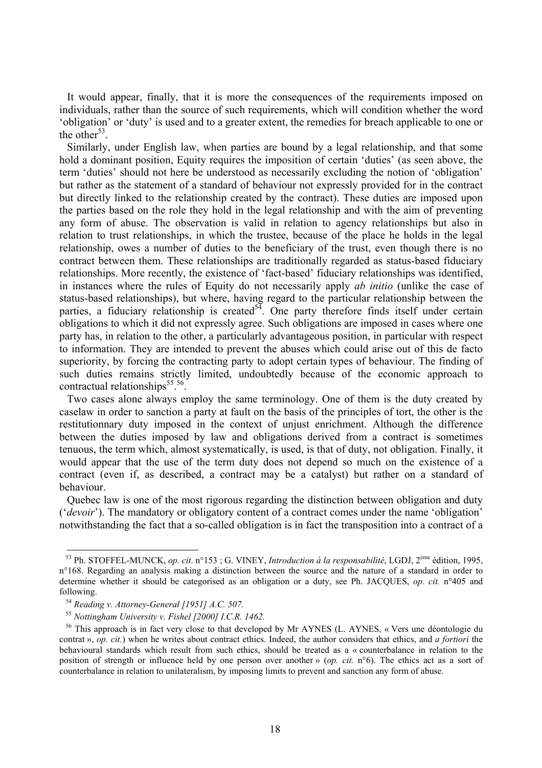It would appear, finally, that it is more the consequences of the requirements imposed on individuals, rather than the source of such requirements, which will condition whether the word 'obligation' or 'duty' is used and to a greater extent, the remedies for breach applicable to one or the other[53].

Similarly, under English law, when parties are bound by a legal relationship, and that some hold a dominant position, Equity requires the imposition of certain 'duties' (as seen above, the term 'duties' should not here be understood as necessarily excluding the notion of 'obligation' but rather as the statement of a standard of behaviour not expressly provided for in the contract but directly linked to the relationship created by the contract). These duties are imposed upon the parties based on the role they hold in the legal relationship and with the aim of preventing any form of abuse. The observation is valid in relation to agency relationships but also in relation to trust relationships, in which the trustee, because of the place he holds in the legal relationship, owes a number of duties to the beneficiary of the trust, even though there is no contract between them. These relationships are traditionally regarded as status-based fiduciary relationships. More recently, the existence of 'fact-based' fiduciary relationships was identified, in instances where the rules of Equity do not necessarily apply *ab initio* (unlike the case of status-based relationships), but where, having regard to the particular relationship between the parties, a fiduciary relationship is created[54]. One party therefore finds itself under certain obligations to which it did not expressly agree. Such obligations are imposed in cases where one party has, in relation to the other, a particularly advantageous position, in particular with respect to information. They are intended to prevent the abuses which could arise out of this de facto superiority, by forcing the contracting party to adopt certain types of behaviour. The finding of such duties remains strictly limited, undoubtedly because of the economic approach to contractual relationships[55].[56].

Two cases alone always employ the same terminology. One of them is the duty created by caselaw in order to sanction a party at fault on the basis of the principles of tort, the other is the restitutionnary duty imposed in the context of unjust enrichment. Although the difference between the duties imposed by law and obligations derived from a contract is sometimes tenuous, the term which, almost systematically, is used, is that of duty, not obligation. Finally, it would appear that the use of the term duty does not depend so much on the existence of a contract (even if, as described, a contract may be a catalyst) but rather on a standard of behaviour.

Quebec law is one of the most rigorous regarding the distinction between obligation and duty ('*devoir*'). The mandatory or obligatory content of a contract comes under the name 'obligation' notwithstanding the fact that a so-called obligation is in fact the transposition into a contract of a

---

[53] Ph. STOFFEL-MUNCK, *op. cit*. n°153 ; G. VINEY, *Introduction à la responsabilité*, LGDJ, 2ème édition, 1995, n°168. Regarding an analysis making a distinction between the source and the nature of a standard in order to determine whether it should be categorised as an obligation or a duty, see Ph. JACQUES, *op. cit.* n°405 and following.

[54] *Reading v. Attorney-General [1951] A.C. 507.*

[55] *Nottingham University v. Fishel [2000] I.C.R. 1462.*

[56] This approach is in fact very close to that developed by Mr AYNES (L. AYNES, « Vers une déontologie du contrat », *op. cit.*) when he writes about contract ethics. Indeed, the author considers that ethics, and *a fortiori* the behavioural standards which result from such ethics, should be treated as a « counterbalance in relation to the position of strength or influence held by one person over another » (*op. cit.* n°6). The ethics act as a sort of counterbalance in relation to unilateralism, by imposing limits to prevent and sanction any form of abuse.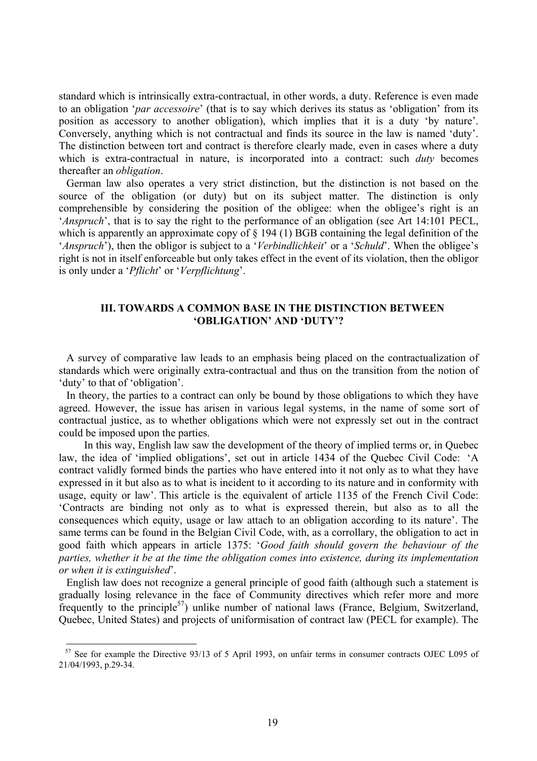standard which is intrinsically extra-contractual, in other words, a duty. Reference is even made to an obligation '*par accessoire*' (that is to say which derives its status as 'obligation' from its position as accessory to another obligation), which implies that it is a duty 'by nature'. Conversely, anything which is not contractual and finds its source in the law is named 'duty'. The distinction between tort and contract is therefore clearly made, even in cases where a duty which is extra-contractual in nature, is incorporated into a contract: such *duty* becomes thereafter an *obligation*.

German law also operates a very strict distinction, but the distinction is not based on the source of the obligation (or duty) but on its subject matter. The distinction is only comprehensible by considering the position of the obligee: when the obligee's right is an '*Anspruch*', that is to say the right to the performance of an obligation (see Art 14:101 PECL, which is apparently an approximate copy of § 194 (1) BGB containing the legal definition of the '*Anspruch*'), then the obligor is subject to a '*Verbindlichkeit*' or a '*Schuld*'. When the obligee's right is not in itself enforceable but only takes effect in the event of its violation, then the obligor is only under a '*Pflicht*' or '*Verpflichtung*'.

## III. TOWARDS A COMMON BASE IN THE DISTINCTION BETWEEN 'OBLIGATION' AND 'DUTY'?

A survey of comparative law leads to an emphasis being placed on the contractualization of standards which were originally extra-contractual and thus on the transition from the notion of 'duty' to that of 'obligation'.

In theory, the parties to a contract can only be bound by those obligations to which they have agreed. However, the issue has arisen in various legal systems, in the name of some sort of contractual justice, as to whether obligations which were not expressly set out in the contract could be imposed upon the parties.

In this way, English law saw the development of the theory of implied terms or, in Quebec law, the idea of 'implied obligations', set out in article 1434 of the Quebec Civil Code: 'A contract validly formed binds the parties who have entered into it not only as to what they have expressed in it but also as to what is incident to it according to its nature and in conformity with usage, equity or law'. This article is the equivalent of article 1135 of the French Civil Code: 'Contracts are binding not only as to what is expressed therein, but also as to all the consequences which equity, usage or law attach to an obligation according to its nature'. The same terms can be found in the Belgian Civil Code, with, as a corollary, the obligation to act in good faith which appears in article 1375: '*Good faith should govern the behaviour of the parties, whether it be at the time the obligation comes into existence, during its implementation or when it is extinguished*'.

English law does not recognize a general principle of good faith (although such a statement is gradually losing relevance in the face of Community directives which refer more and more frequently to the principle[57]) unlike number of national laws (France, Belgium, Switzerland, Quebec, United States) and projects of uniformisation of contract law (PECL for example). The

[57] See for example the Directive 93/13 of 5 April 1993, on unfair terms in consumer contracts OJEC L095 of 21/04/1993, p.29-34.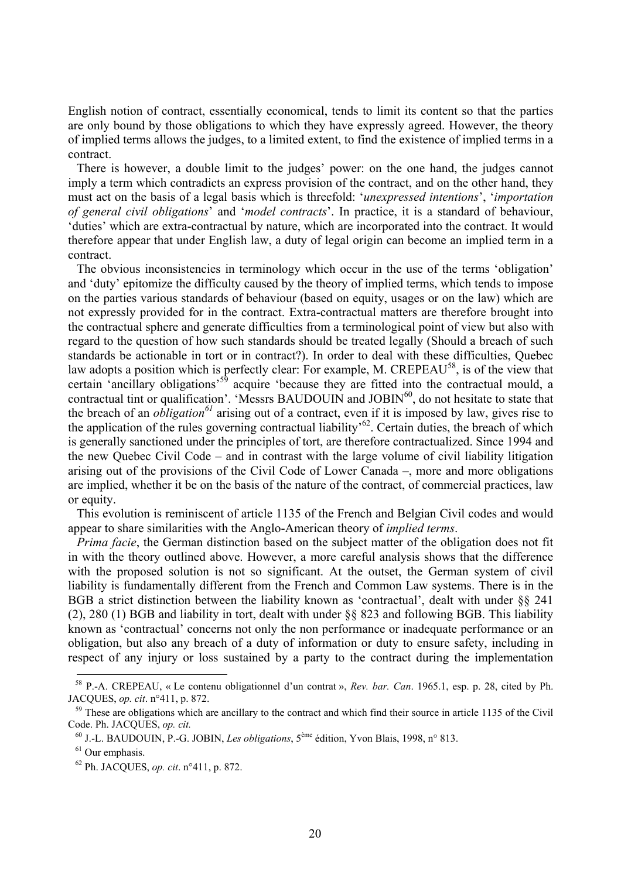English notion of contract, essentially economical, tends to limit its content so that the parties are only bound by those obligations to which they have expressly agreed. However, the theory of implied terms allows the judges, to a limited extent, to find the existence of implied terms in a contract.

There is however, a double limit to the judges' power: on the one hand, the judges cannot imply a term which contradicts an express provision of the contract, and on the other hand, they must act on the basis of a legal basis which is threefold: '*unexpressed intentions*', '*importation of general civil obligations*' and '*model contracts*'. In practice, it is a standard of behaviour, 'duties' which are extra-contractual by nature, which are incorporated into the contract. It would therefore appear that under English law, a duty of legal origin can become an implied term in a contract.

The obvious inconsistencies in terminology which occur in the use of the terms 'obligation' and 'duty' epitomize the difficulty caused by the theory of implied terms, which tends to impose on the parties various standards of behaviour (based on equity, usages or on the law) which are not expressly provided for in the contract. Extra-contractual matters are therefore brought into the contractual sphere and generate difficulties from a terminological point of view but also with regard to the question of how such standards should be treated legally (Should a breach of such standards be actionable in tort or in contract?). In order to deal with these difficulties, Quebec law adopts a position which is perfectly clear: For example, M. CREPEAU[58], is of the view that certain 'ancillary obligations'[59] acquire 'because they are fitted into the contractual mould, a contractual tint or qualification'. 'Messrs BAUDOUIN and JOBIN[60], do not hesitate to state that the breach of an *obligation[61]* arising out of a contract, even if it is imposed by law, gives rise to the application of the rules governing contractual liability'[62]. Certain duties, the breach of which is generally sanctioned under the principles of tort, are therefore contractualized. Since 1994 and the new Quebec Civil Code – and in contrast with the large volume of civil liability litigation arising out of the provisions of the Civil Code of Lower Canada –, more and more obligations are implied, whether it be on the basis of the nature of the contract, of commercial practices, law or equity.

This evolution is reminiscent of article 1135 of the French and Belgian Civil codes and would appear to share similarities with the Anglo-American theory of *implied terms*.

*Prima facie*, the German distinction based on the subject matter of the obligation does not fit in with the theory outlined above. However, a more careful analysis shows that the difference with the proposed solution is not so significant. At the outset, the German system of civil liability is fundamentally different from the French and Common Law systems. There is in the BGB a strict distinction between the liability known as 'contractual', dealt with under §§ 241 (2), 280 (1) BGB and liability in tort, dealt with under §§ 823 and following BGB. This liability known as 'contractual' concerns not only the non performance or inadequate performance or an obligation, but also any breach of a duty of information or duty to ensure safety, including in respect of any injury or loss sustained by a party to the contract during the implementation

---

[58] P.-A. CREPEAU, « Le contenu obligationnel d'un contrat », *Rev. bar. Can*. 1965.1, esp. p. 28, cited by Ph. JACQUES, *op. cit*. n°411, p. 872.

[59] These are obligations which are ancillary to the contract and which find their source in article 1135 of the Civil Code. Ph. JACQUES, *op. cit.*

[60] J.-L. BAUDOUIN, P.-G. JOBIN, *Les obligations*, 5ème édition, Yvon Blais, 1998, n° 813.

[61] Our emphasis.

[62] Ph. JACQUES, *op. cit*. n°411, p. 872.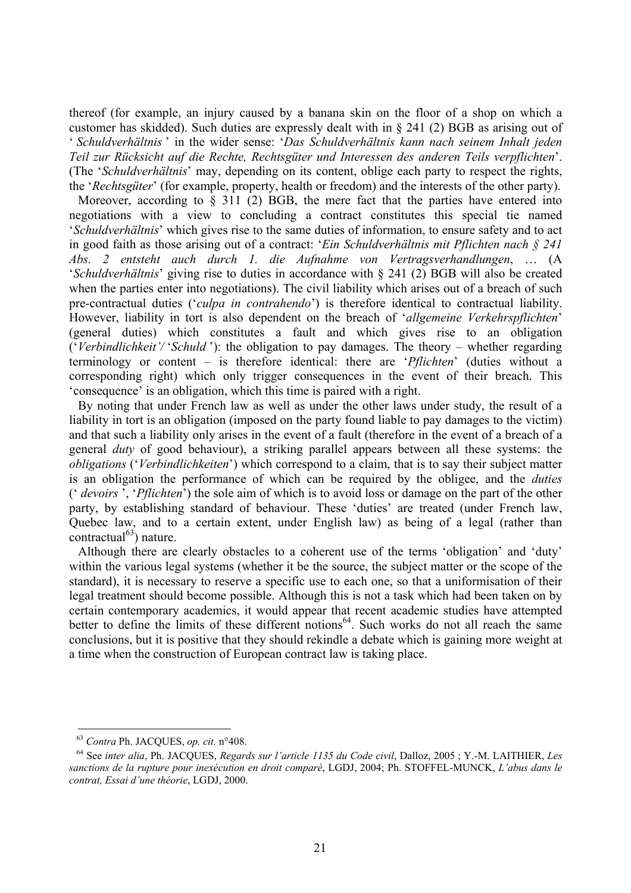thereof (for example, an injury caused by a banana skin on the floor of a shop on which a customer has skidded). Such duties are expressly dealt with in § 241 (2) BGB as arising out of ' *Schuldverhältnis* ' in the wider sense: '*Das Schuldverhältnis kann nach seinem Inhalt jeden Teil zur Rücksicht auf die Rechte, Rechtsgüter und Interessen des anderen Teils verpflichten*'. (The '*Schuldverhältnis*' may, depending on its content, oblige each party to respect the rights, the '*Rechtsgüter*' (for example, property, health or freedom) and the interests of the other party).

Moreover, according to § 311 (2) BGB, the mere fact that the parties have entered into negotiations with a view to concluding a contract constitutes this special tie named '*Schuldverhältnis*' which gives rise to the same duties of information, to ensure safety and to act in good faith as those arising out of a contract: '*Ein Schuldverhältnis mit Pflichten nach § 241 Abs. 2 entsteht auch durch 1. die Aufnahme von Vertragsverhandlungen*, … (A '*Schuldverhältnis*' giving rise to duties in accordance with § 241 (2) BGB will also be created when the parties enter into negotiations). The civil liability which arises out of a breach of such pre-contractual duties ('*culpa in contrahendo*') is therefore identical to contractual liability. However, liability in tort is also dependent on the breach of '*allgemeine Verkehrspflichten*' (general duties) which constitutes a fault and which gives rise to an obligation ('*Verbindlichkeit'*/ '*Schuld* '): the obligation to pay damages. The theory – whether regarding terminology or content – is therefore identical: there are '*Pflichten*' (duties without a corresponding right) which only trigger consequences in the event of their breach. This 'consequence' is an obligation, which this time is paired with a right.

By noting that under French law as well as under the other laws under study, the result of a liability in tort is an obligation (imposed on the party found liable to pay damages to the victim) and that such a liability only arises in the event of a fault (therefore in the event of a breach of a general *duty* of good behaviour), a striking parallel appears between all these systems: the *obligations* ('*Verbindlichkeiten*') which correspond to a claim, that is to say their subject matter is an obligation the performance of which can be required by the obligee, and the *duties* (' *devoirs* ', '*Pflichten*') the sole aim of which is to avoid loss or damage on the part of the other party, by establishing standard of behaviour. These 'duties' are treated (under French law, Quebec law, and to a certain extent, under English law) as being of a legal (rather than contractual[63]) nature.

Although there are clearly obstacles to a coherent use of the terms 'obligation' and 'duty' within the various legal systems (whether it be the source, the subject matter or the scope of the standard), it is necessary to reserve a specific use to each one, so that a uniformisation of their legal treatment should become possible. Although this is not a task which had been taken on by certain contemporary academics, it would appear that recent academic studies have attempted better to define the limits of these different notions[64]. Such works do not all reach the same conclusions, but it is positive that they should rekindle a debate which is gaining more weight at a time when the construction of European contract law is taking place.

---

[63] *Contra* Ph. JACQUES, *op. cit.* n°408.

[64] See *inter alia*, Ph. JACQUES, *Regards sur l'article 1135 du Code civil*, Dalloz, 2005 ; Y.-M. LAITHIER, *Les sanctions de la rupture pour inexécution en droit comparé*, LGDJ, 2004; Ph. STOFFEL-MUNCK, *L'abus dans le contrat, Essai d'une théorie*, LGDJ, 2000.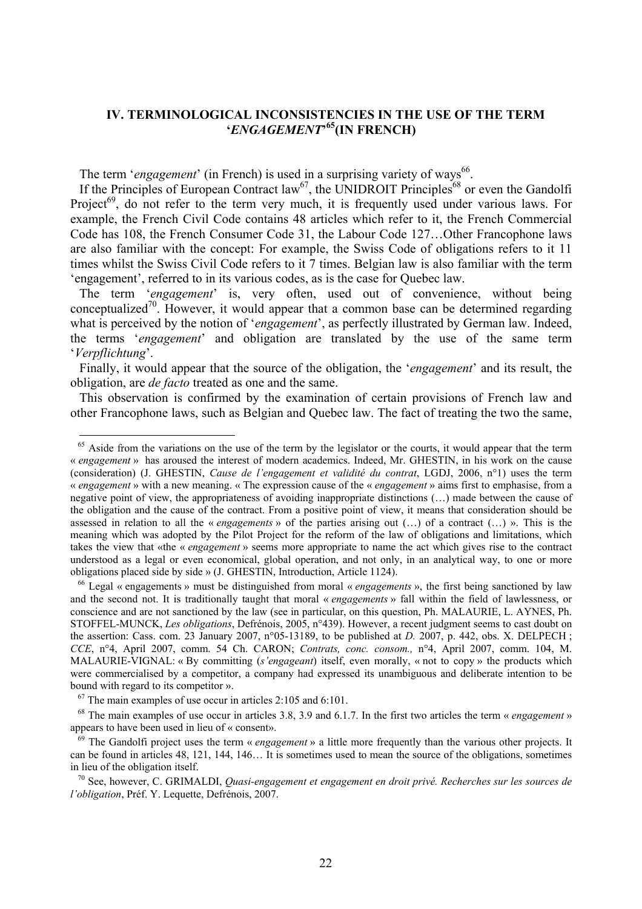## IV. TERMINOLOGICAL INCONSISTENCIES IN THE USE OF THE TERM '*ENGAGEMENT*'[65] (IN FRENCH)

The term '*engagement*' (in French) is used in a surprising variety of ways[66].

If the Principles of European Contract law[67], the UNIDROIT Principles[68] or even the Gandolfi Project[69], do not refer to the term very much, it is frequently used under various laws. For example, the French Civil Code contains 48 articles which refer to it, the French Commercial Code has 108, the French Consumer Code 31, the Labour Code 127…Other Francophone laws are also familiar with the concept: For example, the Swiss Code of obligations refers to it 11 times whilst the Swiss Civil Code refers to it 7 times. Belgian law is also familiar with the term 'engagement', referred to in its various codes, as is the case for Quebec law.

The term '*engagement*' is, very often, used out of convenience, without being conceptualized[70]. However, it would appear that a common base can be determined regarding what is perceived by the notion of '*engagement*', as perfectly illustrated by German law. Indeed, the terms '*engagement*' and obligation are translated by the use of the same term '*Verpflichtung*'.

Finally, it would appear that the source of the obligation, the '*engagement*' and its result, the obligation, are *de facto* treated as one and the same.

This observation is confirmed by the examination of certain provisions of French law and other Francophone laws, such as Belgian and Quebec law. The fact of treating the two the same,

---

[65] Aside from the variations on the use of the term by the legislator or the courts, it would appear that the term « *engagement* » has aroused the interest of modern academics. Indeed, Mr. GHESTIN, in his work on the cause (consideration) (J. GHESTIN, *Cause de l'engagement et validité du contrat*, LGDJ, 2006, n°1) uses the term « *engagement* » with a new meaning. « The expression cause of the « *engagement* » aims first to emphasise, from a negative point of view, the appropriateness of avoiding inappropriate distinctions (…) made between the cause of the obligation and the cause of the contract. From a positive point of view, it means that consideration should be assessed in relation to all the « *engagements* » of the parties arising out (…) of a contract (…) ». This is the meaning which was adopted by the Pilot Project for the reform of the law of obligations and limitations, which takes the view that «the « *engagement* » seems more appropriate to name the act which gives rise to the contract understood as a legal or even economical, global operation, and not only, in an analytical way, to one or more obligations placed side by side » (J. GHESTIN, Introduction, Article 1124).

[66] Legal « engagements » must be distinguished from moral « *engagements* », the first being sanctioned by law and the second not. It is traditionally taught that moral « *engagements* » fall within the field of lawlessness, or conscience and are not sanctioned by the law (see in particular, on this question, Ph. MALAURIE, L. AYNES, Ph. STOFFEL-MUNCK, *Les obligations*, Defrénois, 2005, n°439). However, a recent judgment seems to cast doubt on the assertion: Cass. com. 23 January 2007, n°05-13189, to be published at *D.* 2007, p. 442, obs. X. DELPECH ; *CCE*, n°4, April 2007, comm. 54 Ch. CARON; *Contrats, conc. consom.,* n°4, April 2007, comm. 104, M. MALAURIE-VIGNAL: « By committing (*s'engageant*) itself, even morally, « not to copy » the products which were commercialised by a competitor, a company had expressed its unambiguous and deliberate intention to be bound with regard to its competitor ».

[67] The main examples of use occur in articles 2:105 and 6:101.

[68] The main examples of use occur in articles 3.8, 3.9 and 6.1.7. In the first two articles the term « *engagement* » appears to have been used in lieu of « consent».

[69] The Gandolfi project uses the term « *engagement* » a little more frequently than the various other projects. It can be found in articles 48, 121, 144, 146… It is sometimes used to mean the source of the obligations, sometimes in lieu of the obligation itself.

[70] See, however, C. GRIMALDI, *Quasi-engagement et engagement en droit privé. Recherches sur les sources de l'obligation*, Préf. Y. Lequette, Defrénois, 2007.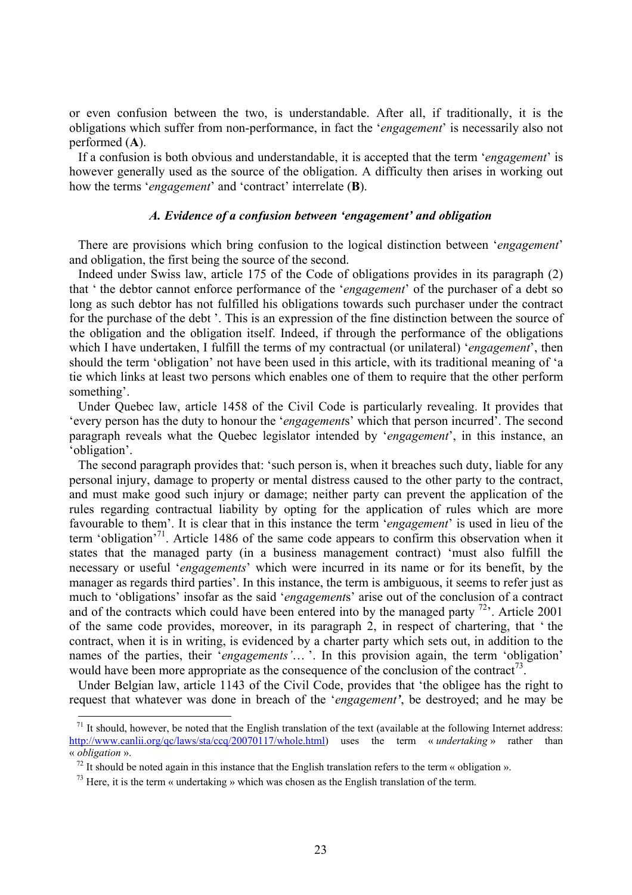or even confusion between the two, is understandable. After all, if traditionally, it is the obligations which suffer from non-performance, in fact the '*engagement*' is necessarily also not performed (**A**).

If a confusion is both obvious and understandable, it is accepted that the term '*engagement*' is however generally used as the source of the obligation. A difficulty then arises in working out how the terms '*engagement*' and 'contract' interrelate (**B**).

### *A. Evidence of a confusion between 'engagement' and obligation*

There are provisions which bring confusion to the logical distinction between '*engagement*' and obligation, the first being the source of the second.

Indeed under Swiss law, article 175 of the Code of obligations provides in its paragraph (2) that ' the debtor cannot enforce performance of the '*engagement*' of the purchaser of a debt so long as such debtor has not fulfilled his obligations towards such purchaser under the contract for the purchase of the debt '. This is an expression of the fine distinction between the source of the obligation and the obligation itself. Indeed, if through the performance of the obligations which I have undertaken, I fulfill the terms of my contractual (or unilateral) '*engagement*', then should the term 'obligation' not have been used in this article, with its traditional meaning of 'a tie which links at least two persons which enables one of them to require that the other perform something'.

Under Quebec law, article 1458 of the Civil Code is particularly revealing. It provides that 'every person has the duty to honour the '*engagement*s' which that person incurred'. The second paragraph reveals what the Quebec legislator intended by '*engagement*', in this instance, an 'obligation'.

The second paragraph provides that: 'such person is, when it breaches such duty, liable for any personal injury, damage to property or mental distress caused to the other party to the contract, and must make good such injury or damage; neither party can prevent the application of the rules regarding contractual liability by opting for the application of rules which are more favourable to them'. It is clear that in this instance the term '*engagement*' is used in lieu of the term 'obligation'[71]. Article 1486 of the same code appears to confirm this observation when it states that the managed party (in a business management contract) 'must also fulfill the necessary or useful '*engagements*' which were incurred in its name or for its benefit, by the manager as regards third parties'. In this instance, the term is ambiguous, it seems to refer just as much to 'obligations' insofar as the said '*engagement*s' arise out of the conclusion of a contract and of the contracts which could have been entered into by the managed party [72]'. Article 2001 of the same code provides, moreover, in its paragraph 2, in respect of chartering, that ' the contract, when it is in writing, is evidenced by a charter party which sets out, in addition to the names of the parties, their '*engagements'*… '. In this provision again, the term 'obligation' would have been more appropriate as the consequence of the conclusion of the contract[73].

Under Belgian law, article 1143 of the Civil Code, provides that 'the obligee has the right to request that whatever was done in breach of the '*engagement***'**, be destroyed; and he may be

---

[71] It should, however, be noted that the English translation of the text (available at the following Internet address: http://www.canlii.org/qc/laws/sta/ccq/20070117/whole.html) uses the term « *undertaking* » rather than « *obligation* ».

[72] It should be noted again in this instance that the English translation refers to the term « obligation ».

[73] Here, it is the term « undertaking » which was chosen as the English translation of the term.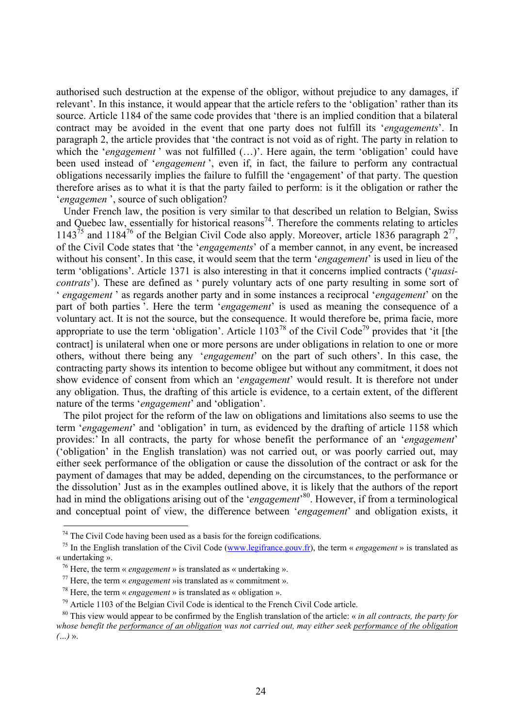authorised such destruction at the expense of the obligor, without prejudice to any damages, if relevant'. In this instance, it would appear that the article refers to the 'obligation' rather than its source. Article 1184 of the same code provides that 'there is an implied condition that a bilateral contract may be avoided in the event that one party does not fulfill its '*engagements*'. In paragraph 2, the article provides that 'the contract is not void as of right. The party in relation to which the '*engagement* ' was not fulfilled (…)'. Here again, the term 'obligation' could have been used instead of '*engagement* ', even if, in fact, the failure to perform any contractual obligations necessarily implies the failure to fulfill the 'engagement' of that party. The question therefore arises as to what it is that the party failed to perform: is it the obligation or rather the '*engagemen* ', source of such obligation?

Under French law, the position is very similar to that described un relation to Belgian, Swiss and Quebec law, essentially for historical reasons[74]. Therefore the comments relating to articles 1143[75] and 1184[76] of the Belgian Civil Code also apply. Moreover, article 1836 paragraph 2[77], of the Civil Code states that 'the '*engagements*' of a member cannot, in any event, be increased without his consent'. In this case, it would seem that the term '*engagement*' is used in lieu of the term 'obligations'. Article 1371 is also interesting in that it concerns implied contracts ('*quasi-contrats*'). These are defined as ' purely voluntary acts of one party resulting in some sort of ' *engagement* ' as regards another party and in some instances a reciprocal '*engagement*' on the part of both parties '. Here the term '*engagement*' is used as meaning the consequence of a voluntary act. It is not the source, but the consequence. It would therefore be, prima facie, more appropriate to use the term 'obligation'. Article 1103[78] of the Civil Code[79] provides that 'it [the contract] is unilateral when one or more persons are under obligations in relation to one or more others, without there being any '*engagement*' on the part of such others'. In this case, the contracting party shows its intention to become obligee but without any commitment, it does not show evidence of consent from which an '*engagement*' would result. It is therefore not under any obligation. Thus, the drafting of this article is evidence, to a certain extent, of the different nature of the terms '*engagement*' and 'obligation'.

The pilot project for the reform of the law on obligations and limitations also seems to use the term '*engagement*' and 'obligation' in turn, as evidenced by the drafting of article 1158 which provides:' In all contracts, the party for whose benefit the performance of an '*engagement*' ('obligation' in the English translation) was not carried out, or was poorly carried out, may either seek performance of the obligation or cause the dissolution of the contract or ask for the payment of damages that may be added, depending on the circumstances, to the performance or the dissolution' Just as in the examples outlined above, it is likely that the authors of the report had in mind the obligations arising out of the '*engagement*'[80]. However, if from a terminological and conceptual point of view, the difference between '*engagement*' and obligation exists, it

---

[74] The Civil Code having been used as a basis for the foreign codifications.

[75] In the English translation of the Civil Code (www.legifrance.gouv.fr), the term « *engagement* » is translated as « undertaking ».

[76] Here, the term « *engagement* » is translated as « undertaking ».

[77] Here, the term « *engagement* »is translated as « commitment ».

[78] Here, the term « *engagement* » is translated as « obligation ».

[79] Article 1103 of the Belgian Civil Code is identical to the French Civil Code article.

[80] This view would appear to be confirmed by the English translation of the article: « *in all contracts, the party for whose benefit the performance of an obligation was not carried out, may either seek performance of the obligation (…)* ».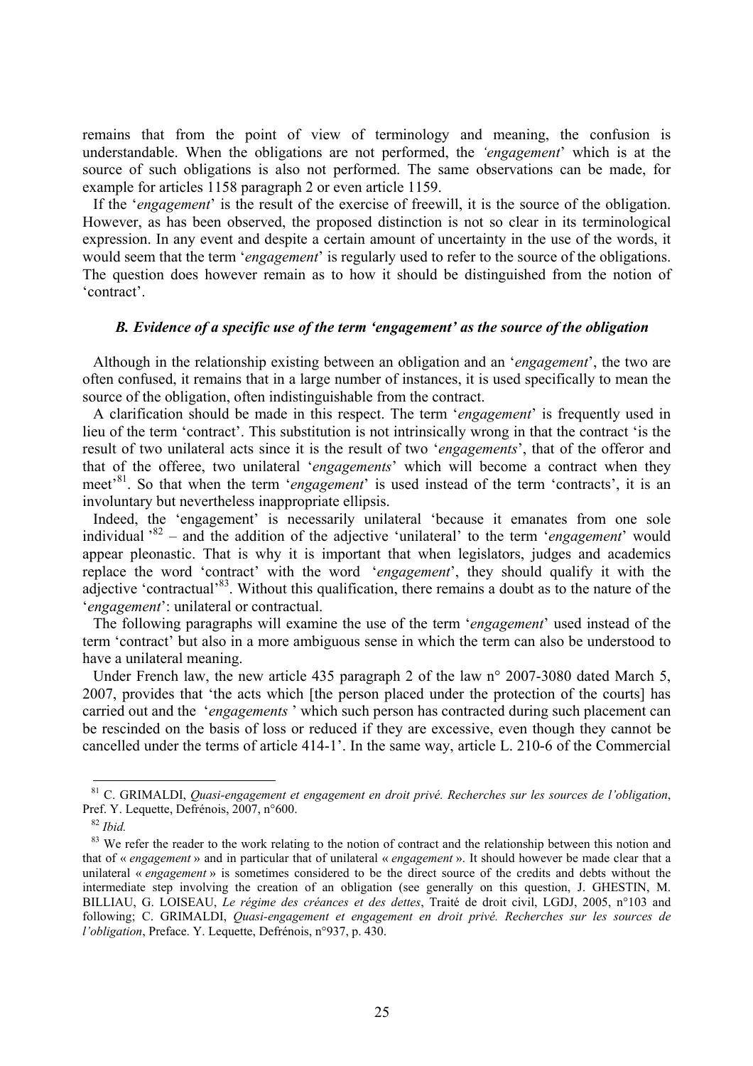remains that from the point of view of terminology and meaning, the confusion is understandable. When the obligations are not performed, the *'engagement*' which is at the source of such obligations is also not performed. The same observations can be made, for example for articles 1158 paragraph 2 or even article 1159.

If the '*engagement*' is the result of the exercise of freewill, it is the source of the obligation. However, as has been observed, the proposed distinction is not so clear in its terminological expression. In any event and despite a certain amount of uncertainty in the use of the words, it would seem that the term '*engagement*' is regularly used to refer to the source of the obligations. The question does however remain as to how it should be distinguished from the notion of 'contract'.

### *B. Evidence of a specific use of the term 'engagement' as the source of the obligation*

Although in the relationship existing between an obligation and an '*engagement*', the two are often confused, it remains that in a large number of instances, it is used specifically to mean the source of the obligation, often indistinguishable from the contract.

A clarification should be made in this respect. The term '*engagement*' is frequently used in lieu of the term 'contract'. This substitution is not intrinsically wrong in that the contract 'is the result of two unilateral acts since it is the result of two '*engagements*', that of the offeror and that of the offeree, two unilateral '*engagements*' which will become a contract when they meet'[81]. So that when the term '*engagement*' is used instead of the term 'contracts', it is an involuntary but nevertheless inappropriate ellipsis.

Indeed, the 'engagement' is necessarily unilateral 'because it emanates from one sole individual '[82] – and the addition of the adjective 'unilateral' to the term '*engagement*' would appear pleonastic. That is why it is important that when legislators, judges and academics replace the word 'contract' with the word '*engagement*', they should qualify it with the adjective 'contractual'[83]. Without this qualification, there remains a doubt as to the nature of the '*engagement*': unilateral or contractual.

The following paragraphs will examine the use of the term '*engagement*' used instead of the term 'contract' but also in a more ambiguous sense in which the term can also be understood to have a unilateral meaning.

Under French law, the new article 435 paragraph 2 of the law n° 2007-3080 dated March 5, 2007, provides that 'the acts which [the person placed under the protection of the courts] has carried out and the '*engagements* ' which such person has contracted during such placement can be rescinded on the basis of loss or reduced if they are excessive, even though they cannot be cancelled under the terms of article 414-1'. In the same way, article L. 210-6 of the Commercial

---

[81] C. GRIMALDI, *Quasi-engagement et engagement en droit privé. Recherches sur les sources de l'obligation*, Pref. Y. Lequette, Defrénois, 2007, n°600.

[82] *Ibid.*

[83] We refer the reader to the work relating to the notion of contract and the relationship between this notion and that of « *engagement* » and in particular that of unilateral « *engagement* ». It should however be made clear that a unilateral « *engagement* » is sometimes considered to be the direct source of the credits and debts without the intermediate step involving the creation of an obligation (see generally on this question, J. GHESTIN, M. BILLIAU, G. LOISEAU, *Le régime des créances et des dettes*, Traité de droit civil, LGDJ, 2005, n°103 and following; C. GRIMALDI, *Quasi-engagement et engagement en droit privé. Recherches sur les sources de l'obligation*, Preface. Y. Lequette, Defrénois, n°937, p. 430.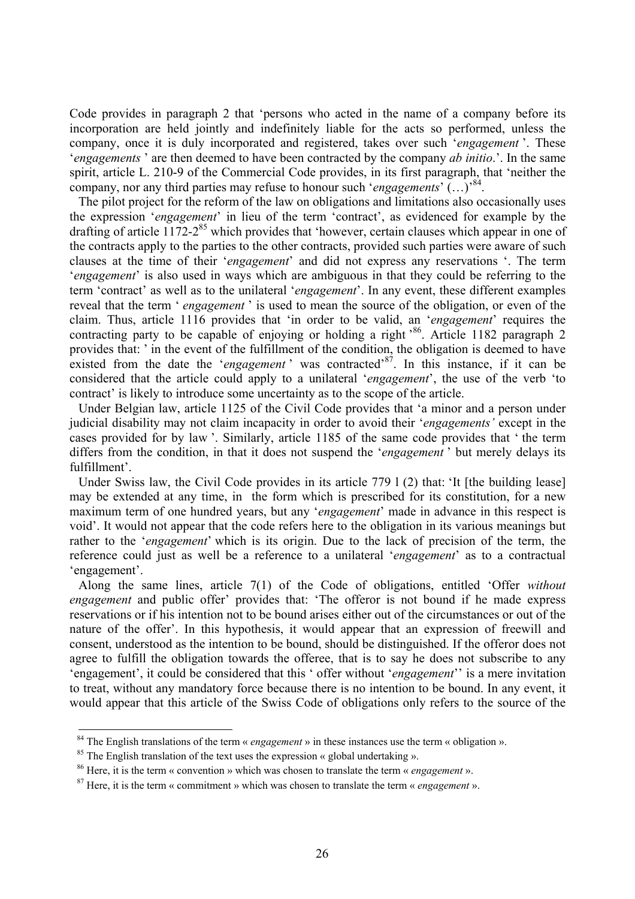Code provides in paragraph 2 that 'persons who acted in the name of a company before its incorporation are held jointly and indefinitely liable for the acts so performed, unless the company, once it is duly incorporated and registered, takes over such '*engagement* '. These '*engagements* ' are then deemed to have been contracted by the company *ab initio*.'. In the same spirit, article L. 210-9 of the Commercial Code provides, in its first paragraph, that 'neither the company, nor any third parties may refuse to honour such '*engagements*' (…)'[84].

The pilot project for the reform of the law on obligations and limitations also occasionally uses the expression '*engagement*' in lieu of the term 'contract', as evidenced for example by the drafting of article 1172-2[85] which provides that 'however, certain clauses which appear in one of the contracts apply to the parties to the other contracts, provided such parties were aware of such clauses at the time of their '*engagement*' and did not express any reservations '. The term '*engagement*' is also used in ways which are ambiguous in that they could be referring to the term 'contract' as well as to the unilateral '*engagement*'. In any event, these different examples reveal that the term ' *engagement* ' is used to mean the source of the obligation, or even of the claim. Thus, article 1116 provides that 'in order to be valid, an '*engagement*' requires the contracting party to be capable of enjoying or holding a right '[86]. Article 1182 paragraph 2 provides that: ' in the event of the fulfillment of the condition, the obligation is deemed to have existed from the date the '*engagement* ' was contracted'[87]. In this instance, if it can be considered that the article could apply to a unilateral '*engagement*', the use of the verb 'to contract' is likely to introduce some uncertainty as to the scope of the article.

Under Belgian law, article 1125 of the Civil Code provides that 'a minor and a person under judicial disability may not claim incapacity in order to avoid their '*engagements'* except in the cases provided for by law '. Similarly, article 1185 of the same code provides that ' the term differs from the condition, in that it does not suspend the '*engagement* ' but merely delays its fulfillment'.

Under Swiss law, the Civil Code provides in its article 779 l (2) that: 'It [the building lease] may be extended at any time, in the form which is prescribed for its constitution, for a new maximum term of one hundred years, but any '*engagement*' made in advance in this respect is void'. It would not appear that the code refers here to the obligation in its various meanings but rather to the '*engagement*' which is its origin. Due to the lack of precision of the term, the reference could just as well be a reference to a unilateral '*engagement*' as to a contractual 'engagement'.

Along the same lines, article 7(1) of the Code of obligations, entitled 'Offer *without engagement* and public offer' provides that: 'The offeror is not bound if he made express reservations or if his intention not to be bound arises either out of the circumstances or out of the nature of the offer'. In this hypothesis, it would appear that an expression of freewill and consent, understood as the intention to be bound, should be distinguished. If the offeror does not agree to fulfill the obligation towards the offeree, that is to say he does not subscribe to any 'engagement', it could be considered that this ' offer without '*engagement*'' is a mere invitation to treat, without any mandatory force because there is no intention to be bound. In any event, it would appear that this article of the Swiss Code of obligations only refers to the source of the

[84] The English translations of the term « *engagement* » in these instances use the term « obligation ».

[85] The English translation of the text uses the expression « global undertaking ».

[86] Here, it is the term « convention » which was chosen to translate the term « *engagement* ».

[87] Here, it is the term « commitment » which was chosen to translate the term « *engagement* ».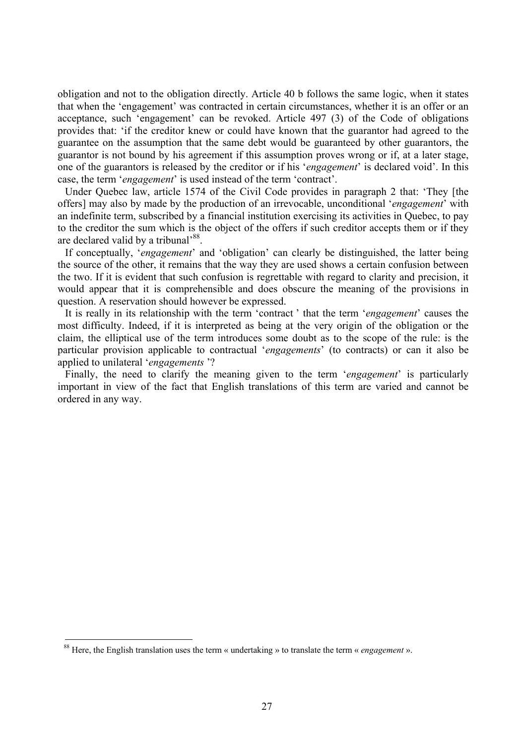obligation and not to the obligation directly. Article 40 b follows the same logic, when it states that when the 'engagement' was contracted in certain circumstances, whether it is an offer or an acceptance, such 'engagement' can be revoked. Article 497 (3) of the Code of obligations provides that: 'if the creditor knew or could have known that the guarantor had agreed to the guarantee on the assumption that the same debt would be guaranteed by other guarantors, the guarantor is not bound by his agreement if this assumption proves wrong or if, at a later stage, one of the guarantors is released by the creditor or if his '*engagement*' is declared void'. In this case, the term '*engagement*' is used instead of the term 'contract'.

Under Quebec law, article 1574 of the Civil Code provides in paragraph 2 that: 'They [the offers] may also by made by the production of an irrevocable, unconditional '*engagement*' with an indefinite term, subscribed by a financial institution exercising its activities in Quebec, to pay to the creditor the sum which is the object of the offers if such creditor accepts them or if they are declared valid by a tribunal'[88].

If conceptually, '*engagement*' and 'obligation' can clearly be distinguished, the latter being the source of the other, it remains that the way they are used shows a certain confusion between the two. If it is evident that such confusion is regrettable with regard to clarity and precision, it would appear that it is comprehensible and does obscure the meaning of the provisions in question. A reservation should however be expressed.

It is really in its relationship with the term 'contract ' that the term '*engagement*' causes the most difficulty. Indeed, if it is interpreted as being at the very origin of the obligation or the claim, the elliptical use of the term introduces some doubt as to the scope of the rule: is the particular provision applicable to contractual '*engagements*' (to contracts) or can it also be applied to unilateral '*engagements* '?

Finally, the need to clarify the meaning given to the term '*engagement*' is particularly important in view of the fact that English translations of this term are varied and cannot be ordered in any way.

---

[88] Here, the English translation uses the term « undertaking » to translate the term « *engagement* ».